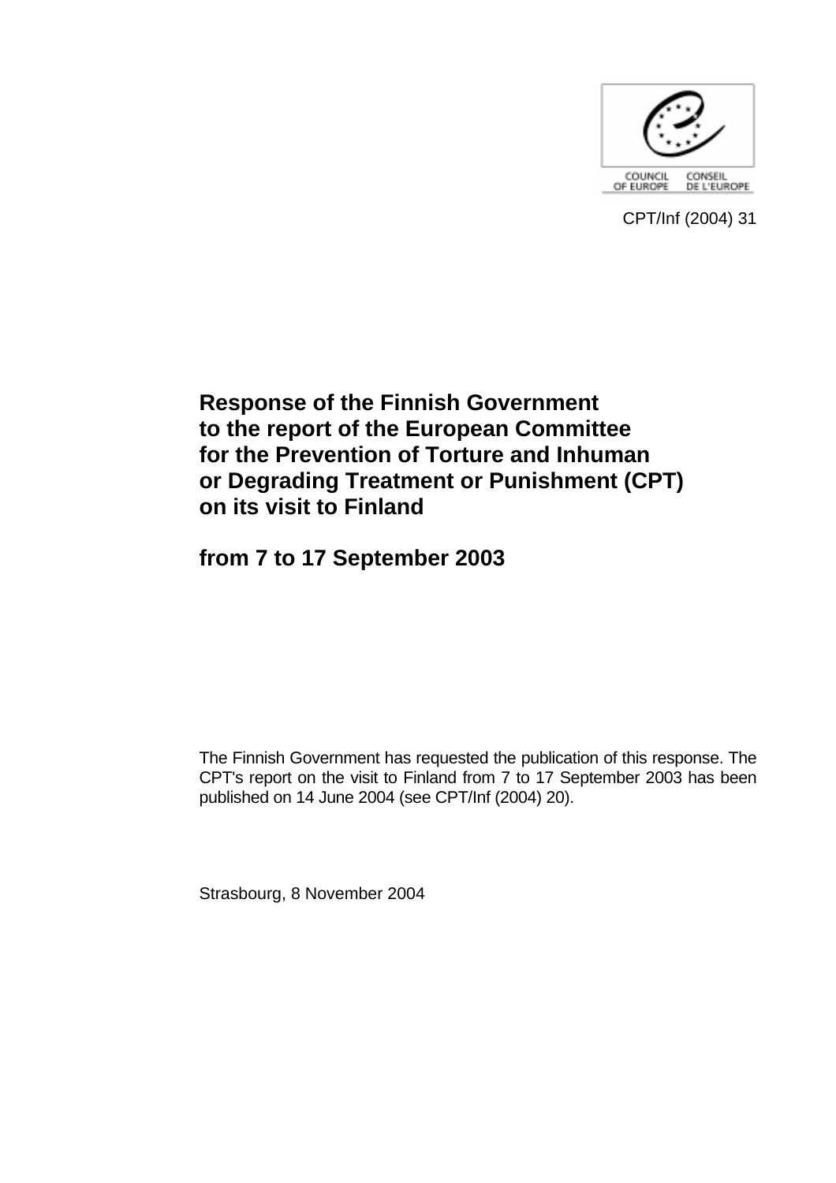COUNCIL OF EUROPE CONSEIL DE L'EUROPE

CPT/Inf (2004) 31

# Response of the Finnish Government to the report of the European Committee for the Prevention of Torture and Inhuman or Degrading Treatment or Punishment (CPT) on its visit to Finland

# from 7 to 17 September 2003

The Finnish Government has requested the publication of this response. The CPT's report on the visit to Finland from 7 to 17 September 2003 has been published on 14 June 2004 (see CPT/Inf (2004) 20).

Strasbourg, 8 November 2004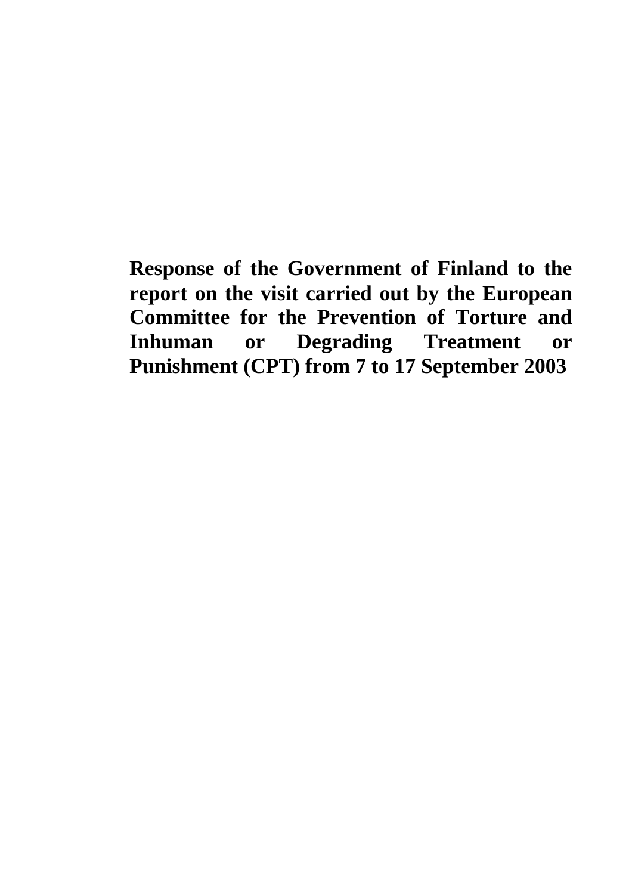**Response of the Government of Finland to the report on the visit carried out by the European Committee for the Prevention of Torture and Inhuman or Degrading Treatment or Punishment (CPT) from 7 to 17 September 2003**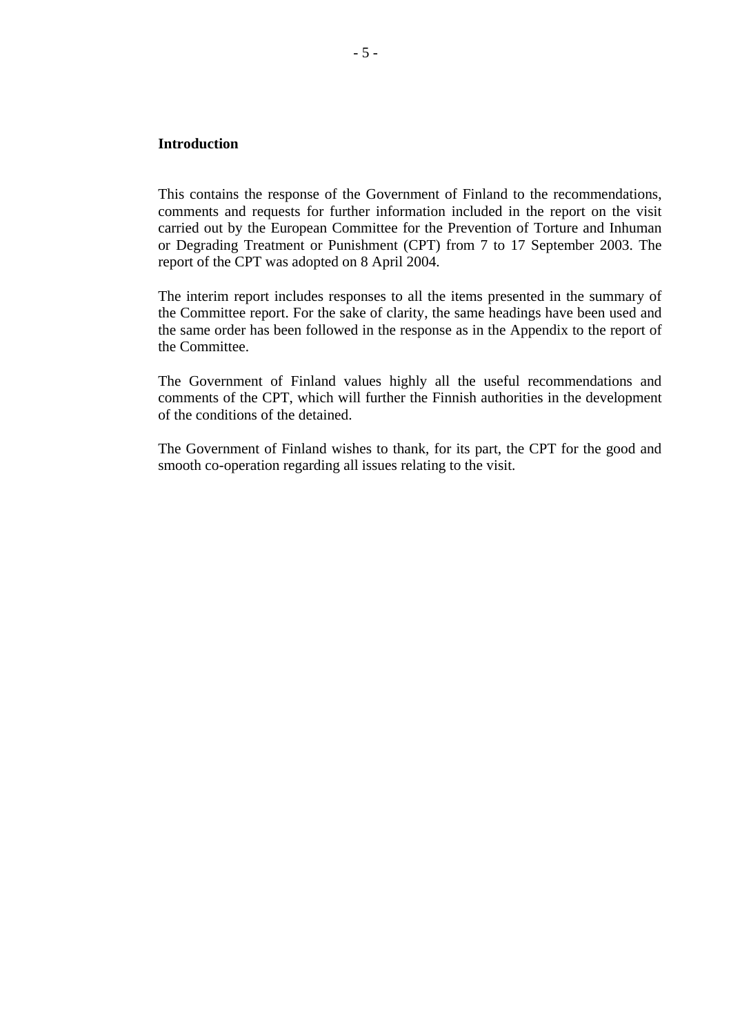**Introduction**

This contains the response of the Government of Finland to the recommendations, comments and requests for further information included in the report on the visit carried out by the European Committee for the Prevention of Torture and Inhuman or Degrading Treatment or Punishment (CPT) from 7 to 17 September 2003. The report of the CPT was adopted on 8 April 2004.

The interim report includes responses to all the items presented in the summary of the Committee report. For the sake of clarity, the same headings have been used and the same order has been followed in the response as in the Appendix to the report of the Committee.

The Government of Finland values highly all the useful recommendations and comments of the CPT, which will further the Finnish authorities in the development of the conditions of the detained.

The Government of Finland wishes to thank, for its part, the CPT for the good and smooth co-operation regarding all issues relating to the visit.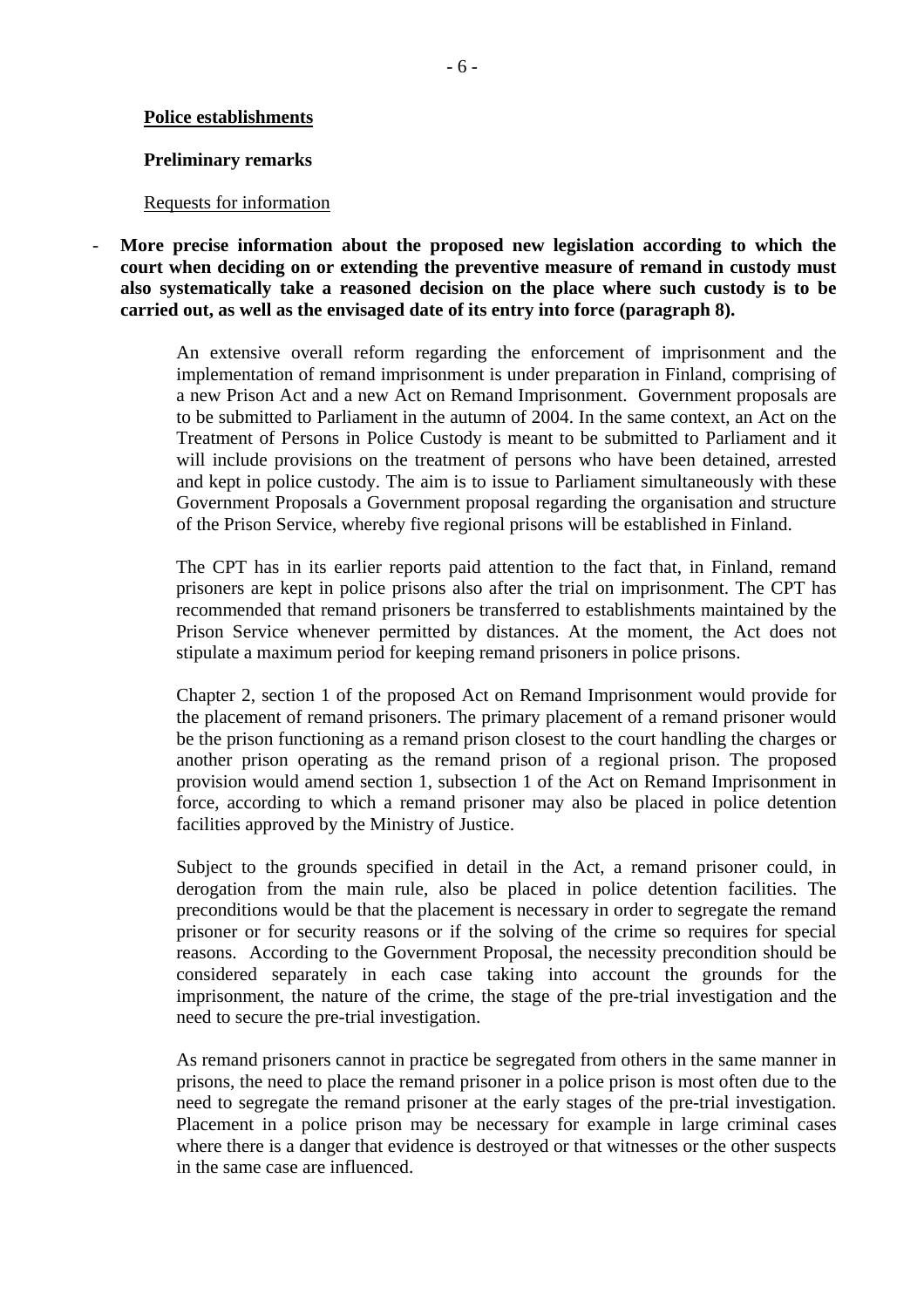**Police establishments**

**Preliminary remarks**

Requests for information

- **More precise information about the proposed new legislation according to which the court when deciding on or extending the preventive measure of remand in custody must also systematically take a reasoned decision on the place where such custody is to be carried out, as well as the envisaged date of its entry into force (paragraph 8).**

  An extensive overall reform regarding the enforcement of imprisonment and the implementation of remand imprisonment is under preparation in Finland, comprising of a new Prison Act and a new Act on Remand Imprisonment. Government proposals are to be submitted to Parliament in the autumn of 2004. In the same context, an Act on the Treatment of Persons in Police Custody is meant to be submitted to Parliament and it will include provisions on the treatment of persons who have been detained, arrested and kept in police custody. The aim is to issue to Parliament simultaneously with these Government Proposals a Government proposal regarding the organisation and structure of the Prison Service, whereby five regional prisons will be established in Finland.

  The CPT has in its earlier reports paid attention to the fact that, in Finland, remand prisoners are kept in police prisons also after the trial on imprisonment. The CPT has recommended that remand prisoners be transferred to establishments maintained by the Prison Service whenever permitted by distances. At the moment, the Act does not stipulate a maximum period for keeping remand prisoners in police prisons.

  Chapter 2, section 1 of the proposed Act on Remand Imprisonment would provide for the placement of remand prisoners. The primary placement of a remand prisoner would be the prison functioning as a remand prison closest to the court handling the charges or another prison operating as the remand prison of a regional prison. The proposed provision would amend section 1, subsection 1 of the Act on Remand Imprisonment in force, according to which a remand prisoner may also be placed in police detention facilities approved by the Ministry of Justice.

  Subject to the grounds specified in detail in the Act, a remand prisoner could, in derogation from the main rule, also be placed in police detention facilities. The preconditions would be that the placement is necessary in order to segregate the remand prisoner or for security reasons or if the solving of the crime so requires for special reasons. According to the Government Proposal, the necessity precondition should be considered separately in each case taking into account the grounds for the imprisonment, the nature of the crime, the stage of the pre-trial investigation and the need to secure the pre-trial investigation.

  As remand prisoners cannot in practice be segregated from others in the same manner in prisons, the need to place the remand prisoner in a police prison is most often due to the need to segregate the remand prisoner at the early stages of the pre-trial investigation. Placement in a police prison may be necessary for example in large criminal cases where there is a danger that evidence is destroyed or that witnesses or the other suspects in the same case are influenced.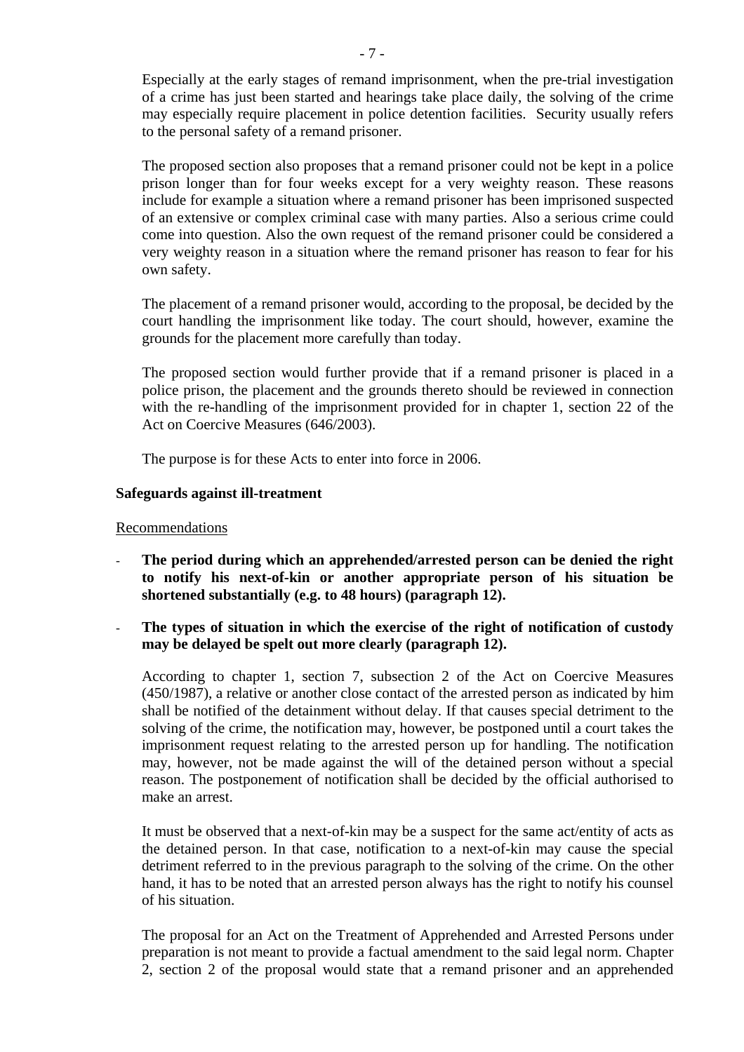Especially at the early stages of remand imprisonment, when the pre-trial investigation of a crime has just been started and hearings take place daily, the solving of the crime may especially require placement in police detention facilities. Security usually refers to the personal safety of a remand prisoner.

The proposed section also proposes that a remand prisoner could not be kept in a police prison longer than for four weeks except for a very weighty reason. These reasons include for example a situation where a remand prisoner has been imprisoned suspected of an extensive or complex criminal case with many parties. Also a serious crime could come into question. Also the own request of the remand prisoner could be considered a very weighty reason in a situation where the remand prisoner has reason to fear for his own safety.

The placement of a remand prisoner would, according to the proposal, be decided by the court handling the imprisonment like today. The court should, however, examine the grounds for the placement more carefully than today.

The proposed section would further provide that if a remand prisoner is placed in a police prison, the placement and the grounds thereto should be reviewed in connection with the re-handling of the imprisonment provided for in chapter 1, section 22 of the Act on Coercive Measures (646/2003).

The purpose is for these Acts to enter into force in 2006.

**Safeguards against ill-treatment**

Recommendations

- **The period during which an apprehended/arrested person can be denied the right to notify his next-of-kin or another appropriate person of his situation be shortened substantially (e.g. to 48 hours) (paragraph 12).**

- **The types of situation in which the exercise of the right of notification of custody may be delayed be spelt out more clearly (paragraph 12).**

According to chapter 1, section 7, subsection 2 of the Act on Coercive Measures (450/1987), a relative or another close contact of the arrested person as indicated by him shall be notified of the detainment without delay. If that causes special detriment to the solving of the crime, the notification may, however, be postponed until a court takes the imprisonment request relating to the arrested person up for handling. The notification may, however, not be made against the will of the detained person without a special reason. The postponement of notification shall be decided by the official authorised to make an arrest.

It must be observed that a next-of-kin may be a suspect for the same act/entity of acts as the detained person. In that case, notification to a next-of-kin may cause the special detriment referred to in the previous paragraph to the solving of the crime. On the other hand, it has to be noted that an arrested person always has the right to notify his counsel of his situation.

The proposal for an Act on the Treatment of Apprehended and Arrested Persons under preparation is not meant to provide a factual amendment to the said legal norm. Chapter 2, section 2 of the proposal would state that a remand prisoner and an apprehended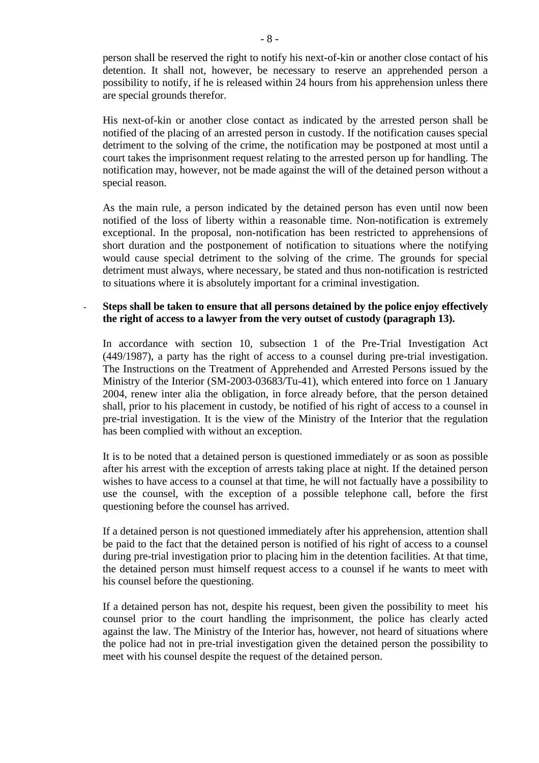person shall be reserved the right to notify his next-of-kin or another close contact of his detention. It shall not, however, be necessary to reserve an apprehended person a possibility to notify, if he is released within 24 hours from his apprehension unless there are special grounds therefor.

His next-of-kin or another close contact as indicated by the arrested person shall be notified of the placing of an arrested person in custody. If the notification causes special detriment to the solving of the crime, the notification may be postponed at most until a court takes the imprisonment request relating to the arrested person up for handling. The notification may, however, not be made against the will of the detained person without a special reason.

As the main rule, a person indicated by the detained person has even until now been notified of the loss of liberty within a reasonable time. Non-notification is extremely exceptional. In the proposal, non-notification has been restricted to apprehensions of short duration and the postponement of notification to situations where the notifying would cause special detriment to the solving of the crime. The grounds for special detriment must always, where necessary, be stated and thus non-notification is restricted to situations where it is absolutely important for a criminal investigation.

- **Steps shall be taken to ensure that all persons detained by the police enjoy effectively the right of access to a lawyer from the very outset of custody (paragraph 13).**

  In accordance with section 10, subsection 1 of the Pre-Trial Investigation Act (449/1987), a party has the right of access to a counsel during pre-trial investigation. The Instructions on the Treatment of Apprehended and Arrested Persons issued by the Ministry of the Interior (SM-2003-03683/Tu-41), which entered into force on 1 January 2004, renew inter alia the obligation, in force already before, that the person detained shall, prior to his placement in custody, be notified of his right of access to a counsel in pre-trial investigation. It is the view of the Ministry of the Interior that the regulation has been complied with without an exception.

  It is to be noted that a detained person is questioned immediately or as soon as possible after his arrest with the exception of arrests taking place at night. If the detained person wishes to have access to a counsel at that time, he will not factually have a possibility to use the counsel, with the exception of a possible telephone call, before the first questioning before the counsel has arrived.

  If a detained person is not questioned immediately after his apprehension, attention shall be paid to the fact that the detained person is notified of his right of access to a counsel during pre-trial investigation prior to placing him in the detention facilities. At that time, the detained person must himself request access to a counsel if he wants to meet with his counsel before the questioning.

  If a detained person has not, despite his request, been given the possibility to meet his counsel prior to the court handling the imprisonment, the police has clearly acted against the law. The Ministry of the Interior has, however, not heard of situations where the police had not in pre-trial investigation given the detained person the possibility to meet with his counsel despite the request of the detained person.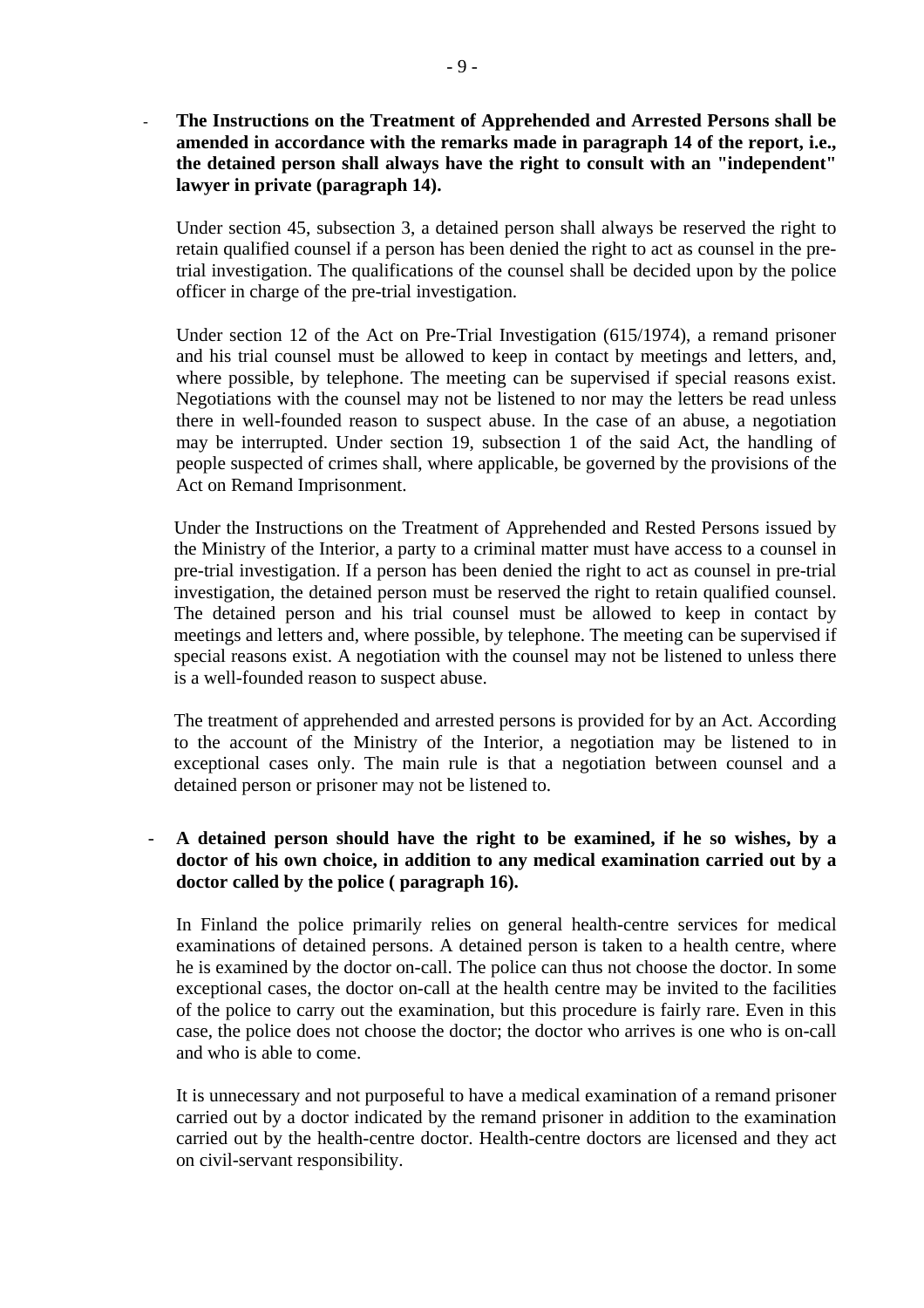- **The Instructions on the Treatment of Apprehended and Arrested Persons shall be amended in accordance with the remarks made in paragraph 14 of the report, i.e., the detained person shall always have the right to consult with an "independent" lawyer in private (paragraph 14).**

  Under section 45, subsection 3, a detained person shall always be reserved the right to retain qualified counsel if a person has been denied the right to act as counsel in the pre-trial investigation. The qualifications of the counsel shall be decided upon by the police officer in charge of the pre-trial investigation.

  Under section 12 of the Act on Pre-Trial Investigation (615/1974), a remand prisoner and his trial counsel must be allowed to keep in contact by meetings and letters, and, where possible, by telephone. The meeting can be supervised if special reasons exist. Negotiations with the counsel may not be listened to nor may the letters be read unless there in well-founded reason to suspect abuse. In the case of an abuse, a negotiation may be interrupted. Under section 19, subsection 1 of the said Act, the handling of people suspected of crimes shall, where applicable, be governed by the provisions of the Act on Remand Imprisonment.

  Under the Instructions on the Treatment of Apprehended and Rested Persons issued by the Ministry of the Interior, a party to a criminal matter must have access to a counsel in pre-trial investigation. If a person has been denied the right to act as counsel in pre-trial investigation, the detained person must be reserved the right to retain qualified counsel. The detained person and his trial counsel must be allowed to keep in contact by meetings and letters and, where possible, by telephone. The meeting can be supervised if special reasons exist. A negotiation with the counsel may not be listened to unless there is a well-founded reason to suspect abuse.

  The treatment of apprehended and arrested persons is provided for by an Act. According to the account of the Ministry of the Interior, a negotiation may be listened to in exceptional cases only. The main rule is that a negotiation between counsel and a detained person or prisoner may not be listened to.

- **A detained person should have the right to be examined, if he so wishes, by a doctor of his own choice, in addition to any medical examination carried out by a doctor called by the police ( paragraph 16).**

  In Finland the police primarily relies on general health-centre services for medical examinations of detained persons. A detained person is taken to a health centre, where he is examined by the doctor on-call. The police can thus not choose the doctor. In some exceptional cases, the doctor on-call at the health centre may be invited to the facilities of the police to carry out the examination, but this procedure is fairly rare. Even in this case, the police does not choose the doctor; the doctor who arrives is one who is on-call and who is able to come.

  It is unnecessary and not purposeful to have a medical examination of a remand prisoner carried out by a doctor indicated by the remand prisoner in addition to the examination carried out by the health-centre doctor. Health-centre doctors are licensed and they act on civil-servant responsibility.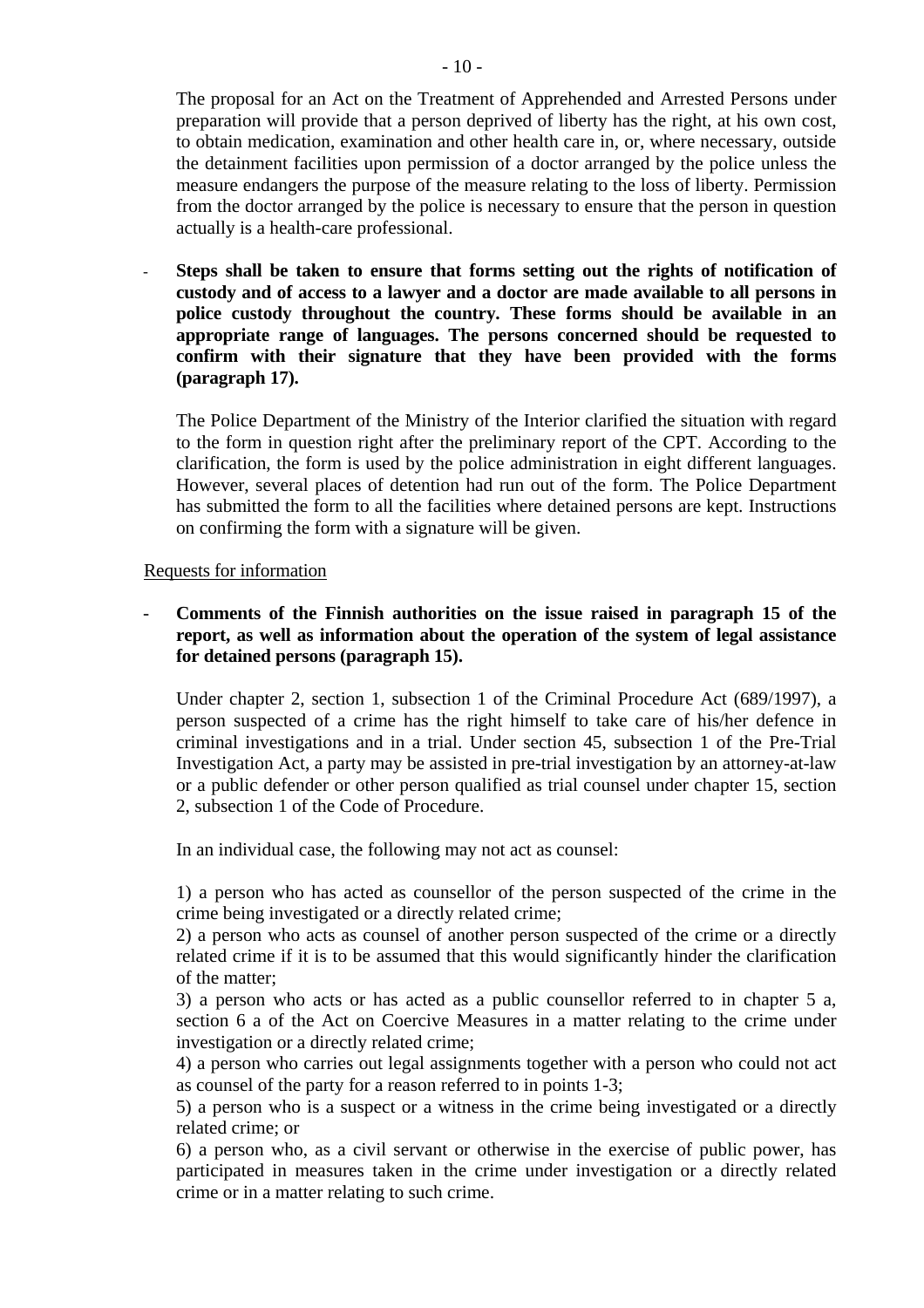The proposal for an Act on the Treatment of Apprehended and Arrested Persons under preparation will provide that a person deprived of liberty has the right, at his own cost, to obtain medication, examination and other health care in, or, where necessary, outside the detainment facilities upon permission of a doctor arranged by the police unless the measure endangers the purpose of the measure relating to the loss of liberty. Permission from the doctor arranged by the police is necessary to ensure that the person in question actually is a health-care professional.

- **Steps shall be taken to ensure that forms setting out the rights of notification of custody and of access to a lawyer and a doctor are made available to all persons in police custody throughout the country. These forms should be available in an appropriate range of languages. The persons concerned should be requested to confirm with their signature that they have been provided with the forms (paragraph 17).**

  The Police Department of the Ministry of the Interior clarified the situation with regard to the form in question right after the preliminary report of the CPT. According to the clarification, the form is used by the police administration in eight different languages. However, several places of detention had run out of the form. The Police Department has submitted the form to all the facilities where detained persons are kept. Instructions on confirming the form with a signature will be given.

Requests for information

- **Comments of the Finnish authorities on the issue raised in paragraph 15 of the report, as well as information about the operation of the system of legal assistance for detained persons (paragraph 15).**

  Under chapter 2, section 1, subsection 1 of the Criminal Procedure Act (689/1997), a person suspected of a crime has the right himself to take care of his/her defence in criminal investigations and in a trial. Under section 45, subsection 1 of the Pre-Trial Investigation Act, a party may be assisted in pre-trial investigation by an attorney-at-law or a public defender or other person qualified as trial counsel under chapter 15, section 2, subsection 1 of the Code of Procedure.

  In an individual case, the following may not act as counsel:

  1) a person who has acted as counsellor of the person suspected of the crime in the crime being investigated or a directly related crime;
  2) a person who acts as counsel of another person suspected of the crime or a directly related crime if it is to be assumed that this would significantly hinder the clarification of the matter;
  3) a person who acts or has acted as a public counsellor referred to in chapter 5 a, section 6 a of the Act on Coercive Measures in a matter relating to the crime under investigation or a directly related crime;
  4) a person who carries out legal assignments together with a person who could not act as counsel of the party for a reason referred to in points 1-3;
  5) a person who is a suspect or a witness in the crime being investigated or a directly related crime; or
  6) a person who, as a civil servant or otherwise in the exercise of public power, has participated in measures taken in the crime under investigation or a directly related crime or in a matter relating to such crime.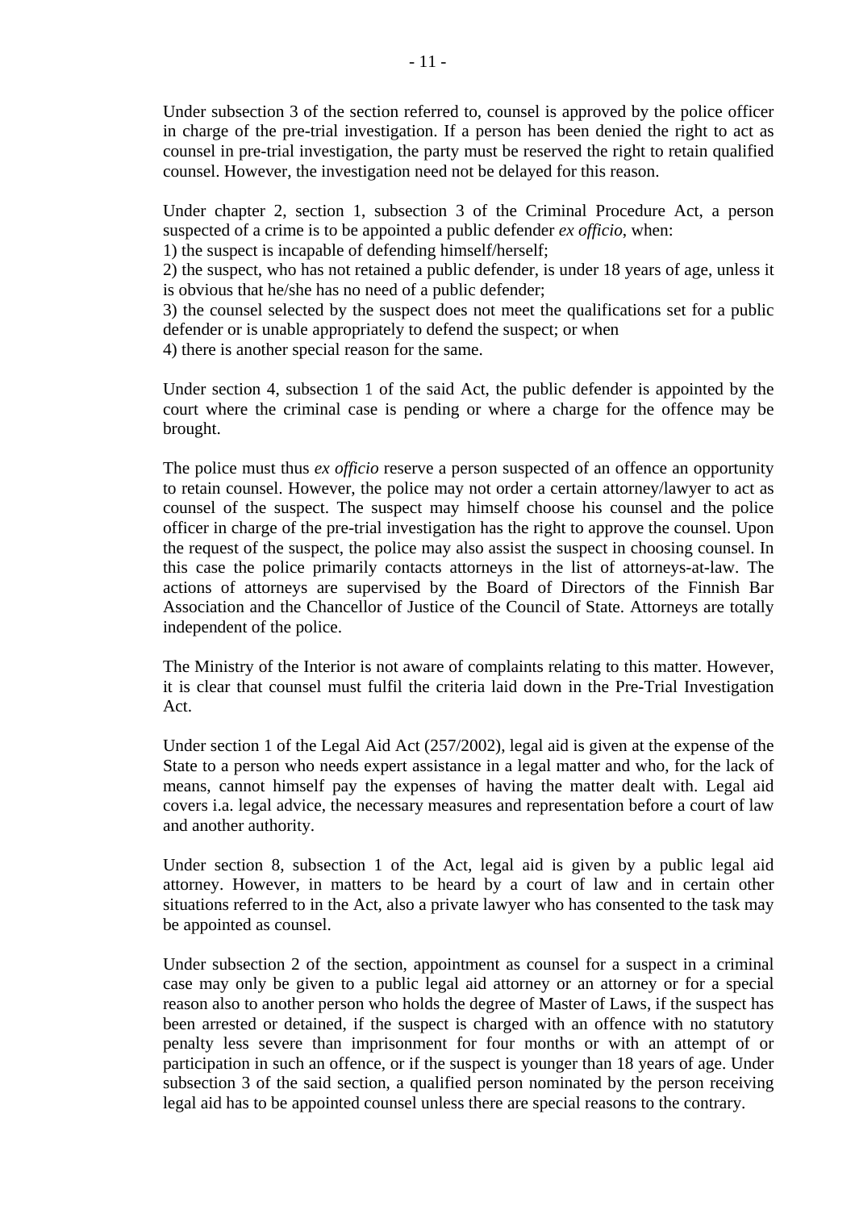Under subsection 3 of the section referred to, counsel is approved by the police officer in charge of the pre-trial investigation. If a person has been denied the right to act as counsel in pre-trial investigation, the party must be reserved the right to retain qualified counsel. However, the investigation need not be delayed for this reason.

Under chapter 2, section 1, subsection 3 of the Criminal Procedure Act, a person suspected of a crime is to be appointed a public defender *ex officio*, when:
1) the suspect is incapable of defending himself/herself;
2) the suspect, who has not retained a public defender, is under 18 years of age, unless it is obvious that he/she has no need of a public defender;
3) the counsel selected by the suspect does not meet the qualifications set for a public defender or is unable appropriately to defend the suspect; or when
4) there is another special reason for the same.

Under section 4, subsection 1 of the said Act, the public defender is appointed by the court where the criminal case is pending or where a charge for the offence may be brought.

The police must thus *ex officio* reserve a person suspected of an offence an opportunity to retain counsel. However, the police may not order a certain attorney/lawyer to act as counsel of the suspect. The suspect may himself choose his counsel and the police officer in charge of the pre-trial investigation has the right to approve the counsel. Upon the request of the suspect, the police may also assist the suspect in choosing counsel. In this case the police primarily contacts attorneys in the list of attorneys-at-law. The actions of attorneys are supervised by the Board of Directors of the Finnish Bar Association and the Chancellor of Justice of the Council of State. Attorneys are totally independent of the police.

The Ministry of the Interior is not aware of complaints relating to this matter. However, it is clear that counsel must fulfil the criteria laid down in the Pre-Trial Investigation Act.

Under section 1 of the Legal Aid Act (257/2002), legal aid is given at the expense of the State to a person who needs expert assistance in a legal matter and who, for the lack of means, cannot himself pay the expenses of having the matter dealt with. Legal aid covers i.a. legal advice, the necessary measures and representation before a court of law and another authority.

Under section 8, subsection 1 of the Act, legal aid is given by a public legal aid attorney. However, in matters to be heard by a court of law and in certain other situations referred to in the Act, also a private lawyer who has consented to the task may be appointed as counsel.

Under subsection 2 of the section, appointment as counsel for a suspect in a criminal case may only be given to a public legal aid attorney or an attorney or for a special reason also to another person who holds the degree of Master of Laws, if the suspect has been arrested or detained, if the suspect is charged with an offence with no statutory penalty less severe than imprisonment for four months or with an attempt of or participation in such an offence, or if the suspect is younger than 18 years of age. Under subsection 3 of the said section, a qualified person nominated by the person receiving legal aid has to be appointed counsel unless there are special reasons to the contrary.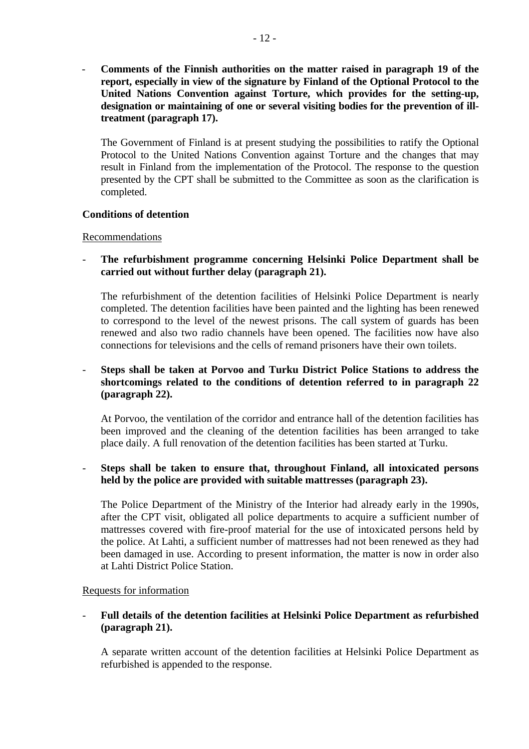- **Comments of the Finnish authorities on the matter raised in paragraph 19 of the report, especially in view of the signature by Finland of the Optional Protocol to the United Nations Convention against Torture, which provides for the setting-up, designation or maintaining of one or several visiting bodies for the prevention of ill-treatment (paragraph 17).**

  The Government of Finland is at present studying the possibilities to ratify the Optional Protocol to the United Nations Convention against Torture and the changes that may result in Finland from the implementation of the Protocol. The response to the question presented by the CPT shall be submitted to the Committee as soon as the clarification is completed.

**Conditions of detention**

Recommendations

- **The refurbishment programme concerning Helsinki Police Department shall be carried out without further delay (paragraph 21).**

  The refurbishment of the detention facilities of Helsinki Police Department is nearly completed. The detention facilities have been painted and the lighting has been renewed to correspond to the level of the newest prisons. The call system of guards has been renewed and also two radio channels have been opened. The facilities now have also connections for televisions and the cells of remand prisoners have their own toilets.

- **Steps shall be taken at Porvoo and Turku District Police Stations to address the shortcomings related to the conditions of detention referred to in paragraph 22 (paragraph 22).**

  At Porvoo, the ventilation of the corridor and entrance hall of the detention facilities has been improved and the cleaning of the detention facilities has been arranged to take place daily. A full renovation of the detention facilities has been started at Turku.

- **Steps shall be taken to ensure that, throughout Finland, all intoxicated persons held by the police are provided with suitable mattresses (paragraph 23).**

  The Police Department of the Ministry of the Interior had already early in the 1990s, after the CPT visit, obligated all police departments to acquire a sufficient number of mattresses covered with fire-proof material for the use of intoxicated persons held by the police. At Lahti, a sufficient number of mattresses had not been renewed as they had been damaged in use. According to present information, the matter is now in order also at Lahti District Police Station.

Requests for information

- **Full details of the detention facilities at Helsinki Police Department as refurbished (paragraph 21).**

  A separate written account of the detention facilities at Helsinki Police Department as refurbished is appended to the response.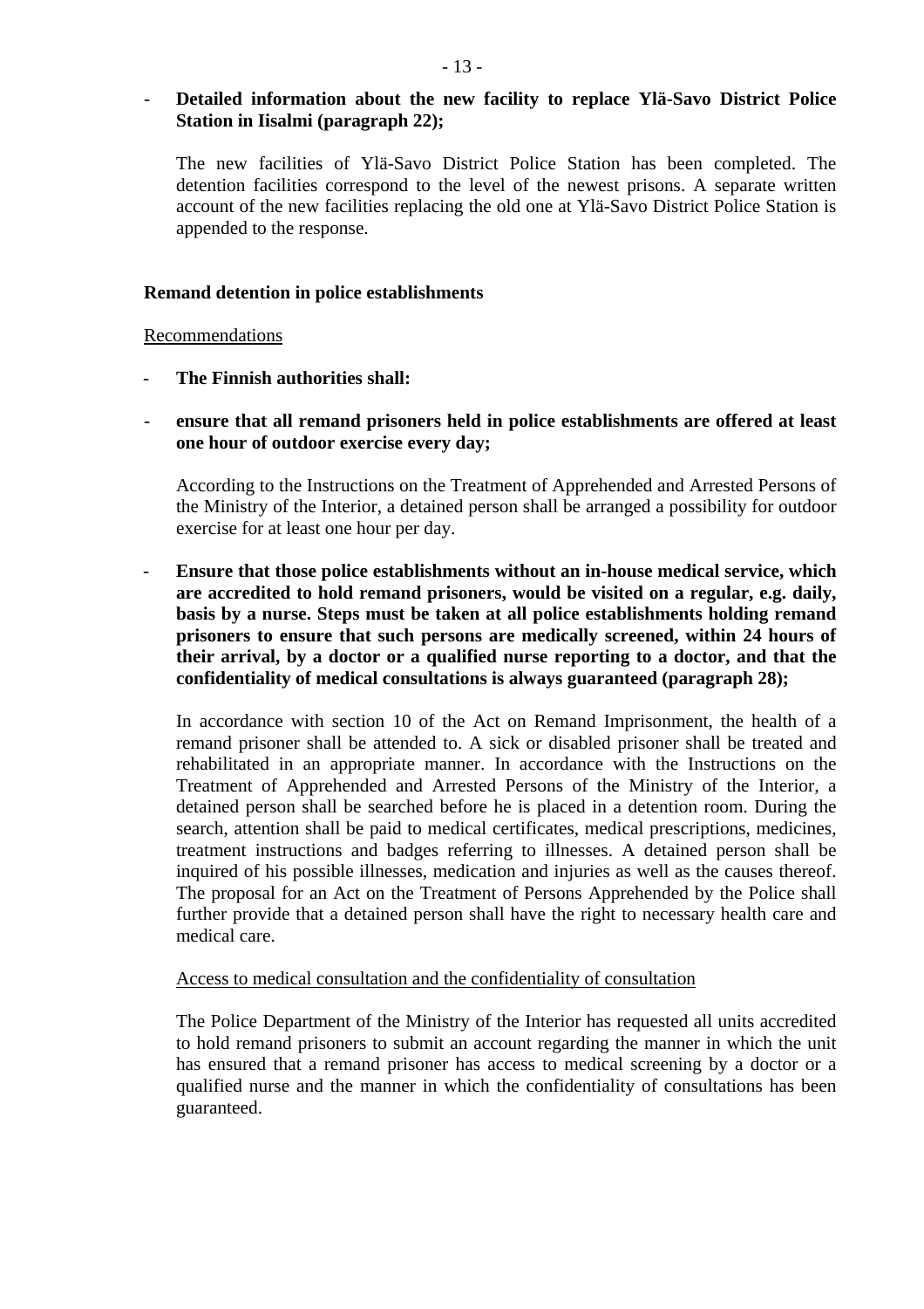- **Detailed information about the new facility to replace Ylä-Savo District Police Station in Iisalmi (paragraph 22);**

  The new facilities of Ylä-Savo District Police Station has been completed. The detention facilities correspond to the level of the newest prisons. A separate written account of the new facilities replacing the old one at Ylä-Savo District Police Station is appended to the response.

**Remand detention in police establishments**

Recommendations

- **The Finnish authorities shall:**

- **ensure that all remand prisoners held in police establishments are offered at least one hour of outdoor exercise every day;**

  According to the Instructions on the Treatment of Apprehended and Arrested Persons of the Ministry of the Interior, a detained person shall be arranged a possibility for outdoor exercise for at least one hour per day.

- **Ensure that those police establishments without an in-house medical service, which are accredited to hold remand prisoners, would be visited on a regular, e.g. daily, basis by a nurse. Steps must be taken at all police establishments holding remand prisoners to ensure that such persons are medically screened, within 24 hours of their arrival, by a doctor or a qualified nurse reporting to a doctor, and that the confidentiality of medical consultations is always guaranteed (paragraph 28);**

  In accordance with section 10 of the Act on Remand Imprisonment, the health of a remand prisoner shall be attended to. A sick or disabled prisoner shall be treated and rehabilitated in an appropriate manner. In accordance with the Instructions on the Treatment of Apprehended and Arrested Persons of the Ministry of the Interior, a detained person shall be searched before he is placed in a detention room. During the search, attention shall be paid to medical certificates, medical prescriptions, medicines, treatment instructions and badges referring to illnesses. A detained person shall be inquired of his possible illnesses, medication and injuries as well as the causes thereof. The proposal for an Act on the Treatment of Persons Apprehended by the Police shall further provide that a detained person shall have the right to necessary health care and medical care.

  Access to medical consultation and the confidentiality of consultation

  The Police Department of the Ministry of the Interior has requested all units accredited to hold remand prisoners to submit an account regarding the manner in which the unit has ensured that a remand prisoner has access to medical screening by a doctor or a qualified nurse and the manner in which the confidentiality of consultations has been guaranteed.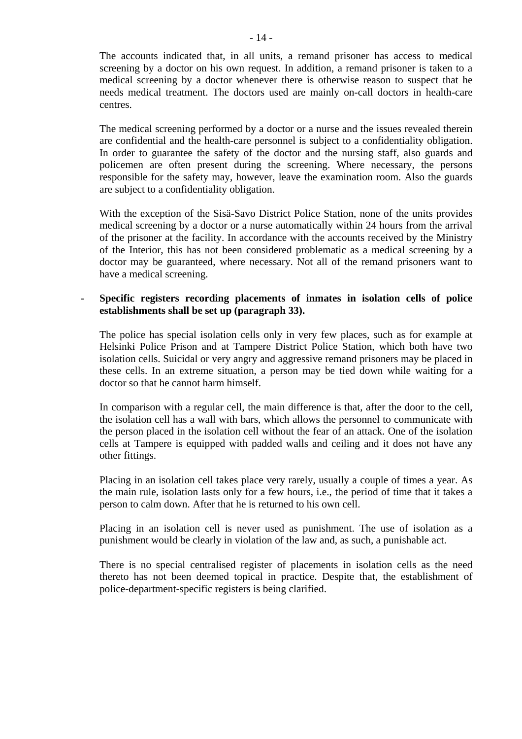The accounts indicated that, in all units, a remand prisoner has access to medical screening by a doctor on his own request. In addition, a remand prisoner is taken to a medical screening by a doctor whenever there is otherwise reason to suspect that he needs medical treatment. The doctors used are mainly on-call doctors in health-care centres.

The medical screening performed by a doctor or a nurse and the issues revealed therein are confidential and the health-care personnel is subject to a confidentiality obligation. In order to guarantee the safety of the doctor and the nursing staff, also guards and policemen are often present during the screening. Where necessary, the persons responsible for the safety may, however, leave the examination room. Also the guards are subject to a confidentiality obligation.

With the exception of the Sisä-Savo District Police Station, none of the units provides medical screening by a doctor or a nurse automatically within 24 hours from the arrival of the prisoner at the facility. In accordance with the accounts received by the Ministry of the Interior, this has not been considered problematic as a medical screening by a doctor may be guaranteed, where necessary. Not all of the remand prisoners want to have a medical screening.

- **Specific registers recording placements of inmates in isolation cells of police establishments shall be set up (paragraph 33).**

  The police has special isolation cells only in very few places, such as for example at Helsinki Police Prison and at Tampere District Police Station, which both have two isolation cells. Suicidal or very angry and aggressive remand prisoners may be placed in these cells. In an extreme situation, a person may be tied down while waiting for a doctor so that he cannot harm himself.

  In comparison with a regular cell, the main difference is that, after the door to the cell, the isolation cell has a wall with bars, which allows the personnel to communicate with the person placed in the isolation cell without the fear of an attack. One of the isolation cells at Tampere is equipped with padded walls and ceiling and it does not have any other fittings.

  Placing in an isolation cell takes place very rarely, usually a couple of times a year. As the main rule, isolation lasts only for a few hours, i.e., the period of time that it takes a person to calm down. After that he is returned to his own cell.

  Placing in an isolation cell is never used as punishment. The use of isolation as a punishment would be clearly in violation of the law and, as such, a punishable act.

  There is no special centralised register of placements in isolation cells as the need thereto has not been deemed topical in practice. Despite that, the establishment of police-department-specific registers is being clarified.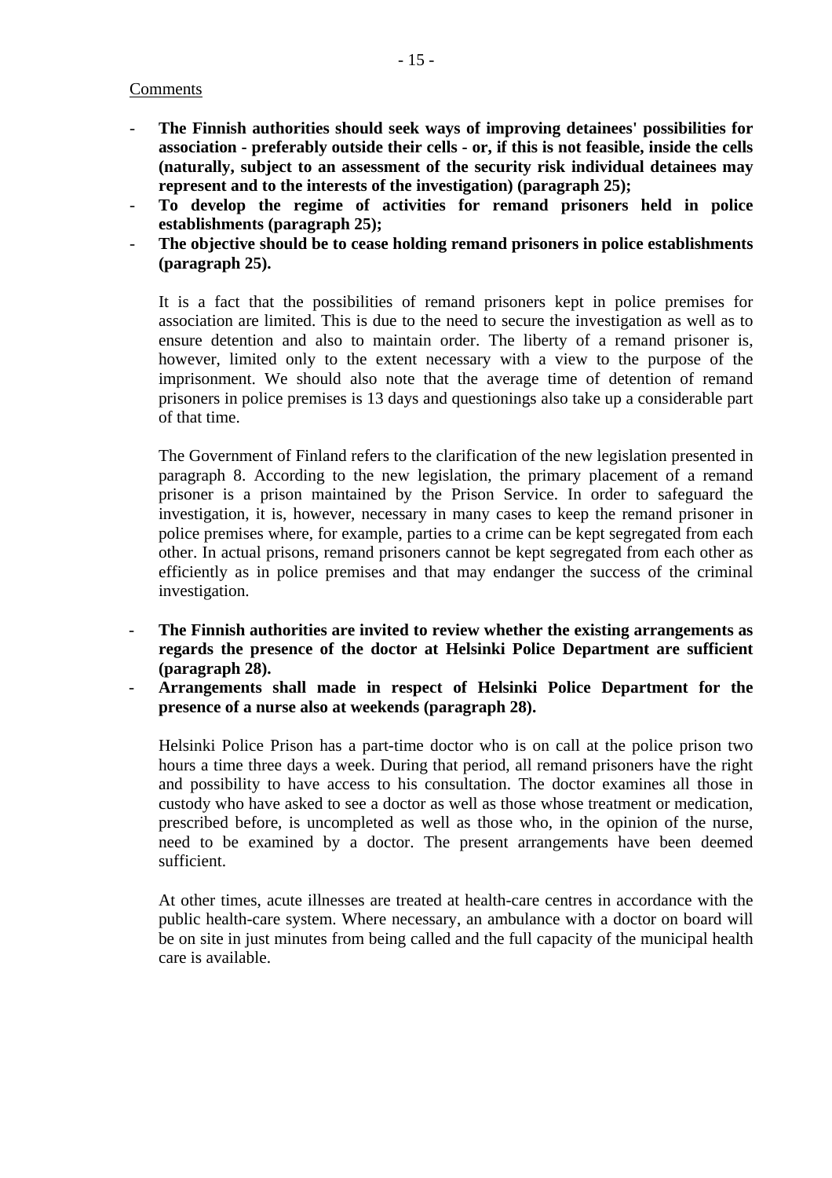Comments

- **The Finnish authorities should seek ways of improving detainees' possibilities for association - preferably outside their cells - or, if this is not feasible, inside the cells (naturally, subject to an assessment of the security risk individual detainees may represent and to the interests of the investigation) (paragraph 25);**
- **To develop the regime of activities for remand prisoners held in police establishments (paragraph 25);**
- **The objective should be to cease holding remand prisoners in police establishments (paragraph 25).**

It is a fact that the possibilities of remand prisoners kept in police premises for association are limited. This is due to the need to secure the investigation as well as to ensure detention and also to maintain order. The liberty of a remand prisoner is, however, limited only to the extent necessary with a view to the purpose of the imprisonment. We should also note that the average time of detention of remand prisoners in police premises is 13 days and questionings also take up a considerable part of that time.

The Government of Finland refers to the clarification of the new legislation presented in paragraph 8. According to the new legislation, the primary placement of a remand prisoner is a prison maintained by the Prison Service. In order to safeguard the investigation, it is, however, necessary in many cases to keep the remand prisoner in police premises where, for example, parties to a crime can be kept segregated from each other. In actual prisons, remand prisoners cannot be kept segregated from each other as efficiently as in police premises and that may endanger the success of the criminal investigation.

- **The Finnish authorities are invited to review whether the existing arrangements as regards the presence of the doctor at Helsinki Police Department are sufficient (paragraph 28).**
- **Arrangements shall made in respect of Helsinki Police Department for the presence of a nurse also at weekends (paragraph 28).**

Helsinki Police Prison has a part-time doctor who is on call at the police prison two hours a time three days a week. During that period, all remand prisoners have the right and possibility to have access to his consultation. The doctor examines all those in custody who have asked to see a doctor as well as those whose treatment or medication, prescribed before, is uncompleted as well as those who, in the opinion of the nurse, need to be examined by a doctor. The present arrangements have been deemed sufficient.

At other times, acute illnesses are treated at health-care centres in accordance with the public health-care system. Where necessary, an ambulance with a doctor on board will be on site in just minutes from being called and the full capacity of the municipal health care is available.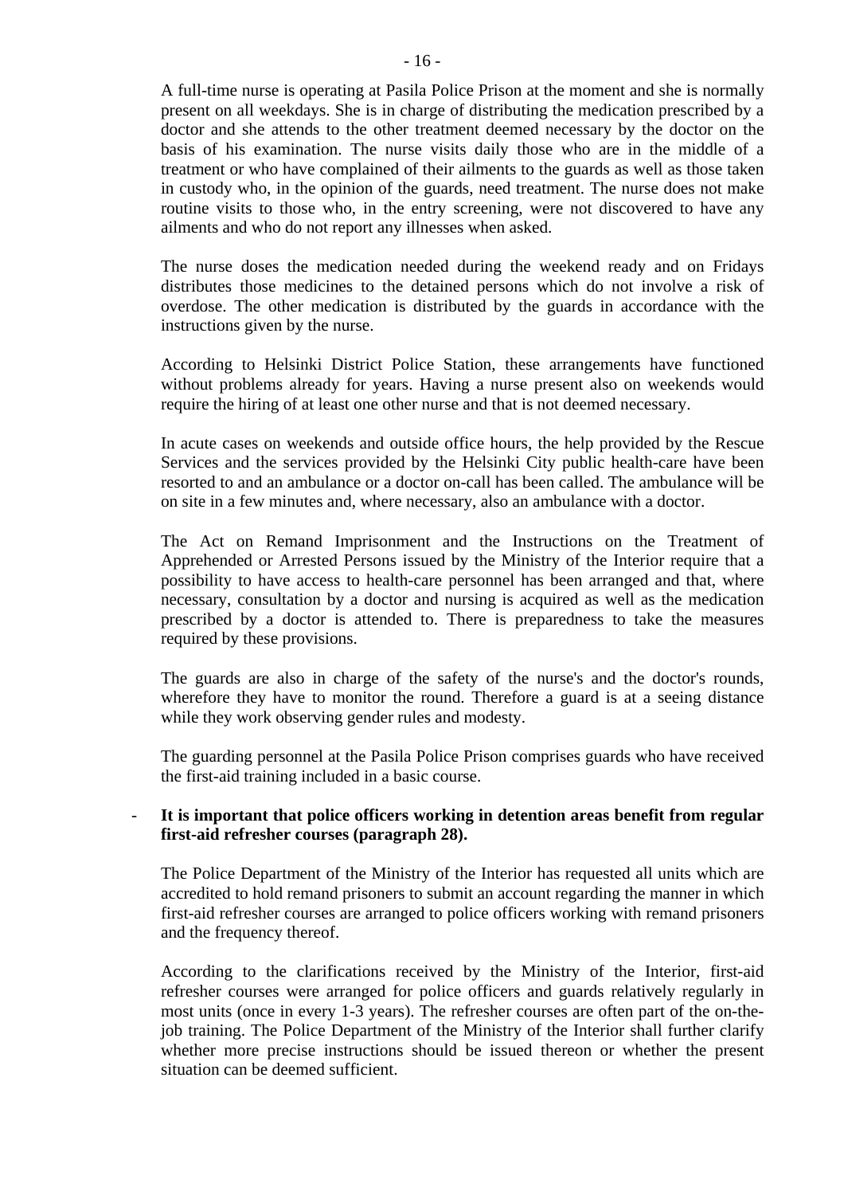A full-time nurse is operating at Pasila Police Prison at the moment and she is normally present on all weekdays. She is in charge of distributing the medication prescribed by a doctor and she attends to the other treatment deemed necessary by the doctor on the basis of his examination. The nurse visits daily those who are in the middle of a treatment or who have complained of their ailments to the guards as well as those taken in custody who, in the opinion of the guards, need treatment. The nurse does not make routine visits to those who, in the entry screening, were not discovered to have any ailments and who do not report any illnesses when asked.

The nurse doses the medication needed during the weekend ready and on Fridays distributes those medicines to the detained persons which do not involve a risk of overdose. The other medication is distributed by the guards in accordance with the instructions given by the nurse.

According to Helsinki District Police Station, these arrangements have functioned without problems already for years. Having a nurse present also on weekends would require the hiring of at least one other nurse and that is not deemed necessary.

In acute cases on weekends and outside office hours, the help provided by the Rescue Services and the services provided by the Helsinki City public health-care have been resorted to and an ambulance or a doctor on-call has been called. The ambulance will be on site in a few minutes and, where necessary, also an ambulance with a doctor.

The Act on Remand Imprisonment and the Instructions on the Treatment of Apprehended or Arrested Persons issued by the Ministry of the Interior require that a possibility to have access to health-care personnel has been arranged and that, where necessary, consultation by a doctor and nursing is acquired as well as the medication prescribed by a doctor is attended to. There is preparedness to take the measures required by these provisions.

The guards are also in charge of the safety of the nurse's and the doctor's rounds, wherefore they have to monitor the round. Therefore a guard is at a seeing distance while they work observing gender rules and modesty.

The guarding personnel at the Pasila Police Prison comprises guards who have received the first-aid training included in a basic course.

- **It is important that police officers working in detention areas benefit from regular first-aid refresher courses (paragraph 28).**

The Police Department of the Ministry of the Interior has requested all units which are accredited to hold remand prisoners to submit an account regarding the manner in which first-aid refresher courses are arranged to police officers working with remand prisoners and the frequency thereof.

According to the clarifications received by the Ministry of the Interior, first-aid refresher courses were arranged for police officers and guards relatively regularly in most units (once in every 1-3 years). The refresher courses are often part of the on-the-job training. The Police Department of the Ministry of the Interior shall further clarify whether more precise instructions should be issued thereon or whether the present situation can be deemed sufficient.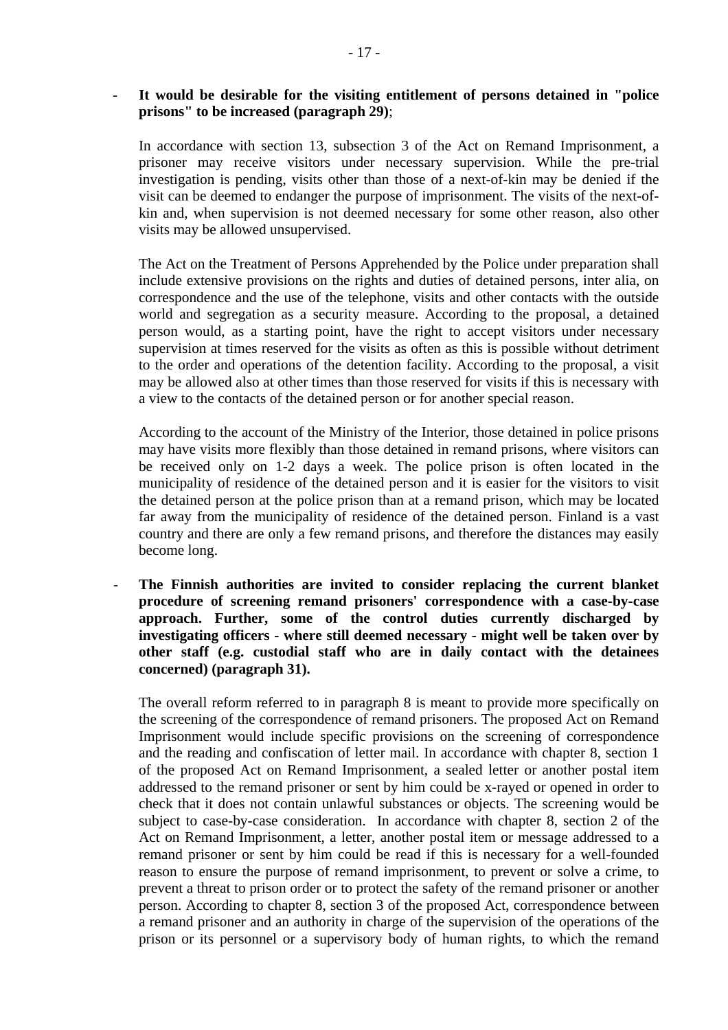- **It would be desirable for the visiting entitlement of persons detained in "police prisons" to be increased (paragraph 29)**;

  In accordance with section 13, subsection 3 of the Act on Remand Imprisonment, a prisoner may receive visitors under necessary supervision. While the pre-trial investigation is pending, visits other than those of a next-of-kin may be denied if the visit can be deemed to endanger the purpose of imprisonment. The visits of the next-of-kin and, when supervision is not deemed necessary for some other reason, also other visits may be allowed unsupervised.

  The Act on the Treatment of Persons Apprehended by the Police under preparation shall include extensive provisions on the rights and duties of detained persons, inter alia, on correspondence and the use of the telephone, visits and other contacts with the outside world and segregation as a security measure. According to the proposal, a detained person would, as a starting point, have the right to accept visitors under necessary supervision at times reserved for the visits as often as this is possible without detriment to the order and operations of the detention facility. According to the proposal, a visit may be allowed also at other times than those reserved for visits if this is necessary with a view to the contacts of the detained person or for another special reason.

  According to the account of the Ministry of the Interior, those detained in police prisons may have visits more flexibly than those detained in remand prisons, where visitors can be received only on 1-2 days a week. The police prison is often located in the municipality of residence of the detained person and it is easier for the visitors to visit the detained person at the police prison than at a remand prison, which may be located far away from the municipality of residence of the detained person. Finland is a vast country and there are only a few remand prisons, and therefore the distances may easily become long.

- **The Finnish authorities are invited to consider replacing the current blanket procedure of screening remand prisoners' correspondence with a case-by-case approach. Further, some of the control duties currently discharged by investigating officers - where still deemed necessary - might well be taken over by other staff (e.g. custodial staff who are in daily contact with the detainees concerned) (paragraph 31).**

  The overall reform referred to in paragraph 8 is meant to provide more specifically on the screening of the correspondence of remand prisoners. The proposed Act on Remand Imprisonment would include specific provisions on the screening of correspondence and the reading and confiscation of letter mail. In accordance with chapter 8, section 1 of the proposed Act on Remand Imprisonment, a sealed letter or another postal item addressed to the remand prisoner or sent by him could be x-rayed or opened in order to check that it does not contain unlawful substances or objects. The screening would be subject to case-by-case consideration. In accordance with chapter 8, section 2 of the Act on Remand Imprisonment, a letter, another postal item or message addressed to a remand prisoner or sent by him could be read if this is necessary for a well-founded reason to ensure the purpose of remand imprisonment, to prevent or solve a crime, to prevent a threat to prison order or to protect the safety of the remand prisoner or another person. According to chapter 8, section 3 of the proposed Act, correspondence between a remand prisoner and an authority in charge of the supervision of the operations of the prison or its personnel or a supervisory body of human rights, to which the remand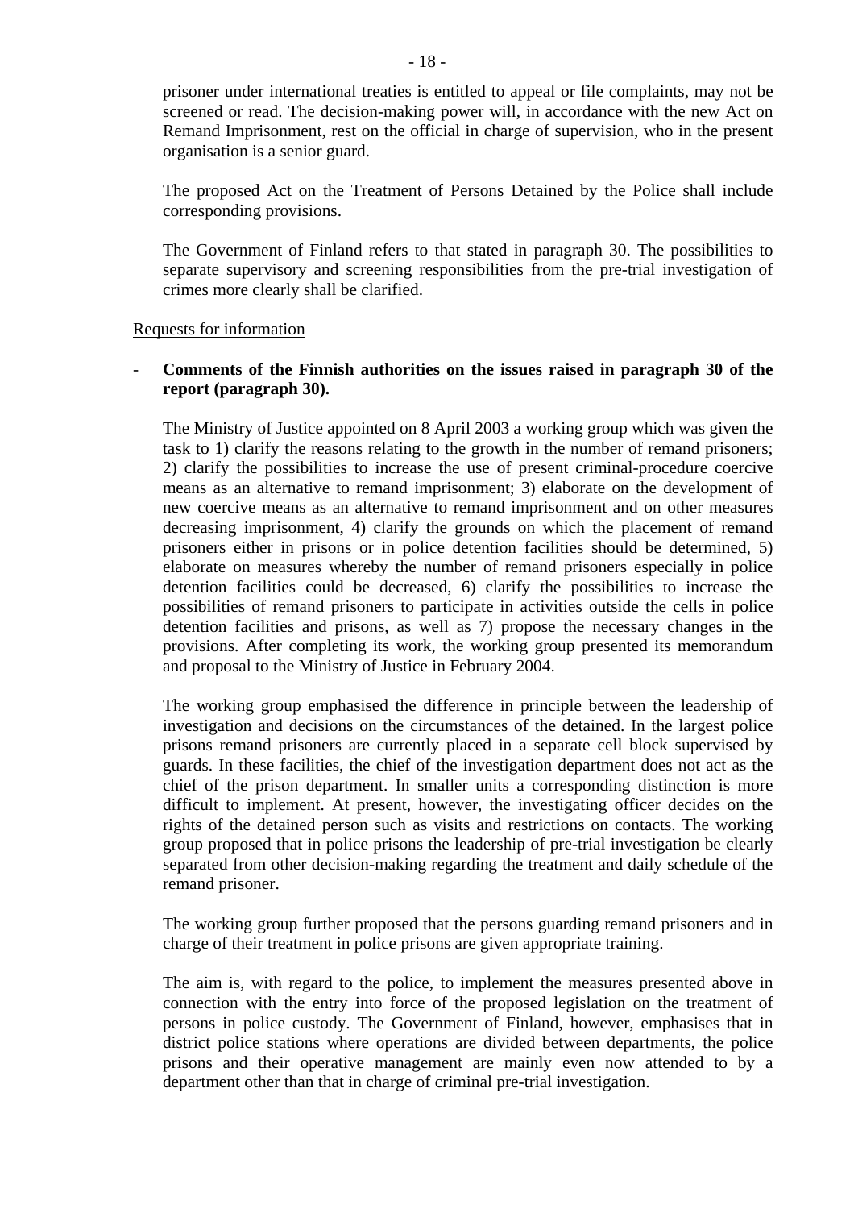prisoner under international treaties is entitled to appeal or file complaints, may not be screened or read. The decision-making power will, in accordance with the new Act on Remand Imprisonment, rest on the official in charge of supervision, who in the present organisation is a senior guard.

The proposed Act on the Treatment of Persons Detained by the Police shall include corresponding provisions.

The Government of Finland refers to that stated in paragraph 30. The possibilities to separate supervisory and screening responsibilities from the pre-trial investigation of crimes more clearly shall be clarified.

Requests for information

- **Comments of the Finnish authorities on the issues raised in paragraph 30 of the report (paragraph 30).**

The Ministry of Justice appointed on 8 April 2003 a working group which was given the task to 1) clarify the reasons relating to the growth in the number of remand prisoners; 2) clarify the possibilities to increase the use of present criminal-procedure coercive means as an alternative to remand imprisonment; 3) elaborate on the development of new coercive means as an alternative to remand imprisonment and on other measures decreasing imprisonment, 4) clarify the grounds on which the placement of remand prisoners either in prisons or in police detention facilities should be determined, 5) elaborate on measures whereby the number of remand prisoners especially in police detention facilities could be decreased, 6) clarify the possibilities to increase the possibilities of remand prisoners to participate in activities outside the cells in police detention facilities and prisons, as well as 7) propose the necessary changes in the provisions. After completing its work, the working group presented its memorandum and proposal to the Ministry of Justice in February 2004.

The working group emphasised the difference in principle between the leadership of investigation and decisions on the circumstances of the detained. In the largest police prisons remand prisoners are currently placed in a separate cell block supervised by guards. In these facilities, the chief of the investigation department does not act as the chief of the prison department. In smaller units a corresponding distinction is more difficult to implement. At present, however, the investigating officer decides on the rights of the detained person such as visits and restrictions on contacts. The working group proposed that in police prisons the leadership of pre-trial investigation be clearly separated from other decision-making regarding the treatment and daily schedule of the remand prisoner.

The working group further proposed that the persons guarding remand prisoners and in charge of their treatment in police prisons are given appropriate training.

The aim is, with regard to the police, to implement the measures presented above in connection with the entry into force of the proposed legislation on the treatment of persons in police custody. The Government of Finland, however, emphasises that in district police stations where operations are divided between departments, the police prisons and their operative management are mainly even now attended to by a department other than that in charge of criminal pre-trial investigation.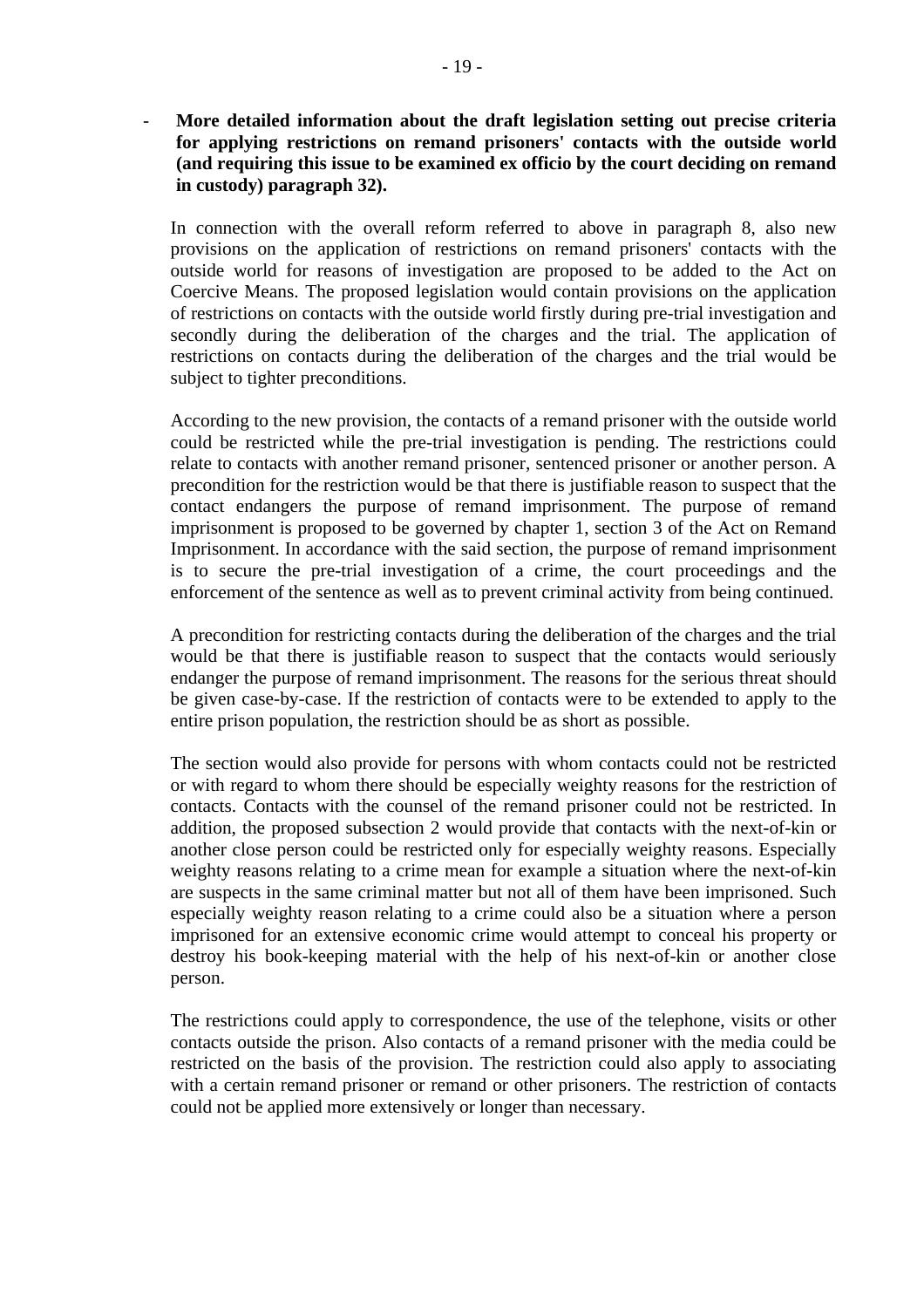- **More detailed information about the draft legislation setting out precise criteria for applying restrictions on remand prisoners' contacts with the outside world (and requiring this issue to be examined ex officio by the court deciding on remand in custody) paragraph 32).**

In connection with the overall reform referred to above in paragraph 8, also new provisions on the application of restrictions on remand prisoners' contacts with the outside world for reasons of investigation are proposed to be added to the Act on Coercive Means. The proposed legislation would contain provisions on the application of restrictions on contacts with the outside world firstly during pre-trial investigation and secondly during the deliberation of the charges and the trial. The application of restrictions on contacts during the deliberation of the charges and the trial would be subject to tighter preconditions.

According to the new provision, the contacts of a remand prisoner with the outside world could be restricted while the pre-trial investigation is pending. The restrictions could relate to contacts with another remand prisoner, sentenced prisoner or another person. A precondition for the restriction would be that there is justifiable reason to suspect that the contact endangers the purpose of remand imprisonment. The purpose of remand imprisonment is proposed to be governed by chapter 1, section 3 of the Act on Remand Imprisonment. In accordance with the said section, the purpose of remand imprisonment is to secure the pre-trial investigation of a crime, the court proceedings and the enforcement of the sentence as well as to prevent criminal activity from being continued.

A precondition for restricting contacts during the deliberation of the charges and the trial would be that there is justifiable reason to suspect that the contacts would seriously endanger the purpose of remand imprisonment. The reasons for the serious threat should be given case-by-case. If the restriction of contacts were to be extended to apply to the entire prison population, the restriction should be as short as possible.

The section would also provide for persons with whom contacts could not be restricted or with regard to whom there should be especially weighty reasons for the restriction of contacts. Contacts with the counsel of the remand prisoner could not be restricted. In addition, the proposed subsection 2 would provide that contacts with the next-of-kin or another close person could be restricted only for especially weighty reasons. Especially weighty reasons relating to a crime mean for example a situation where the next-of-kin are suspects in the same criminal matter but not all of them have been imprisoned. Such especially weighty reason relating to a crime could also be a situation where a person imprisoned for an extensive economic crime would attempt to conceal his property or destroy his book-keeping material with the help of his next-of-kin or another close person.

The restrictions could apply to correspondence, the use of the telephone, visits or other contacts outside the prison. Also contacts of a remand prisoner with the media could be restricted on the basis of the provision. The restriction could also apply to associating with a certain remand prisoner or remand or other prisoners. The restriction of contacts could not be applied more extensively or longer than necessary.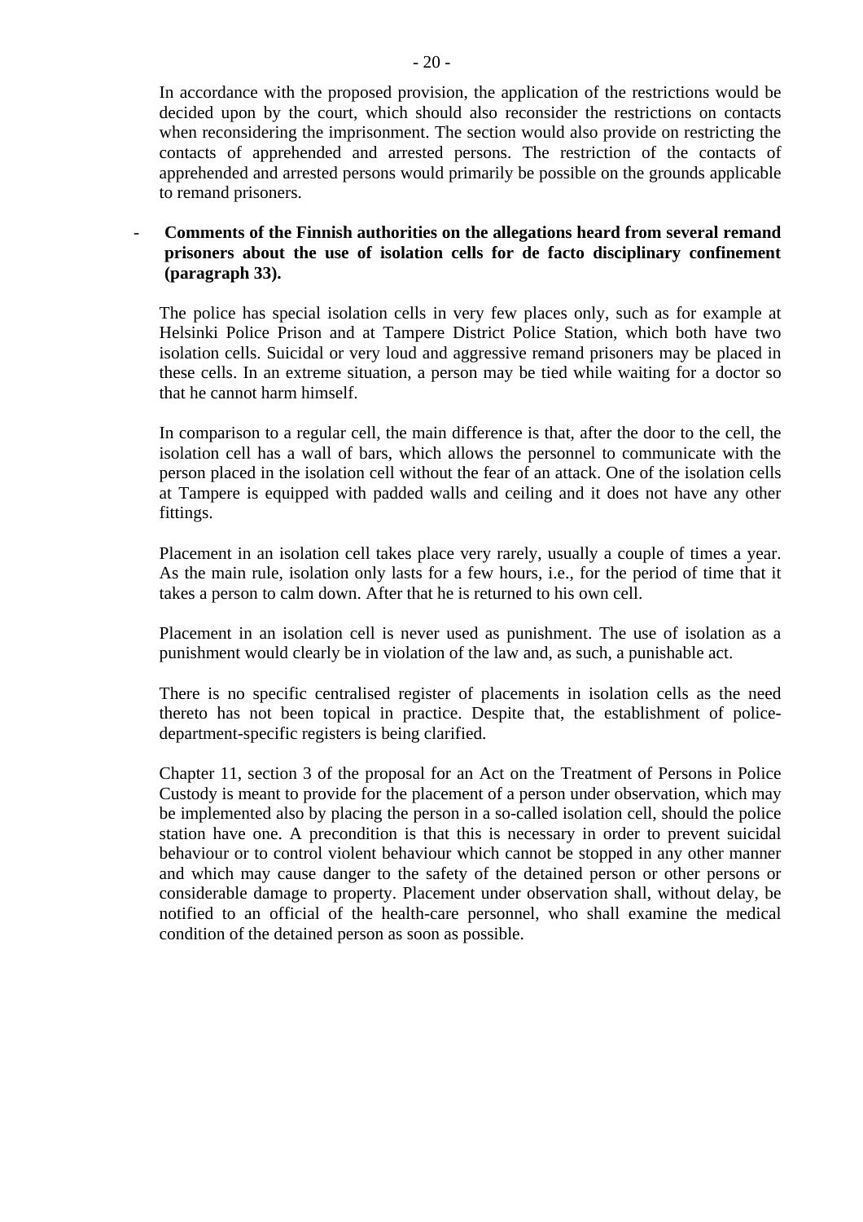In accordance with the proposed provision, the application of the restrictions would be decided upon by the court, which should also reconsider the restrictions on contacts when reconsidering the imprisonment. The section would also provide on restricting the contacts of apprehended and arrested persons. The restriction of the contacts of apprehended and arrested persons would primarily be possible on the grounds applicable to remand prisoners.

- **Comments of the Finnish authorities on the allegations heard from several remand prisoners about the use of isolation cells for de facto disciplinary confinement (paragraph 33).**

The police has special isolation cells in very few places only, such as for example at Helsinki Police Prison and at Tampere District Police Station, which both have two isolation cells. Suicidal or very loud and aggressive remand prisoners may be placed in these cells. In an extreme situation, a person may be tied while waiting for a doctor so that he cannot harm himself.

In comparison to a regular cell, the main difference is that, after the door to the cell, the isolation cell has a wall of bars, which allows the personnel to communicate with the person placed in the isolation cell without the fear of an attack. One of the isolation cells at Tampere is equipped with padded walls and ceiling and it does not have any other fittings.

Placement in an isolation cell takes place very rarely, usually a couple of times a year. As the main rule, isolation only lasts for a few hours, i.e., for the period of time that it takes a person to calm down. After that he is returned to his own cell.

Placement in an isolation cell is never used as punishment. The use of isolation as a punishment would clearly be in violation of the law and, as such, a punishable act.

There is no specific centralised register of placements in isolation cells as the need thereto has not been topical in practice. Despite that, the establishment of police-department-specific registers is being clarified.

Chapter 11, section 3 of the proposal for an Act on the Treatment of Persons in Police Custody is meant to provide for the placement of a person under observation, which may be implemented also by placing the person in a so-called isolation cell, should the police station have one. A precondition is that this is necessary in order to prevent suicidal behaviour or to control violent behaviour which cannot be stopped in any other manner and which may cause danger to the safety of the detained person or other persons or considerable damage to property. Placement under observation shall, without delay, be notified to an official of the health-care personnel, who shall examine the medical condition of the detained person as soon as possible.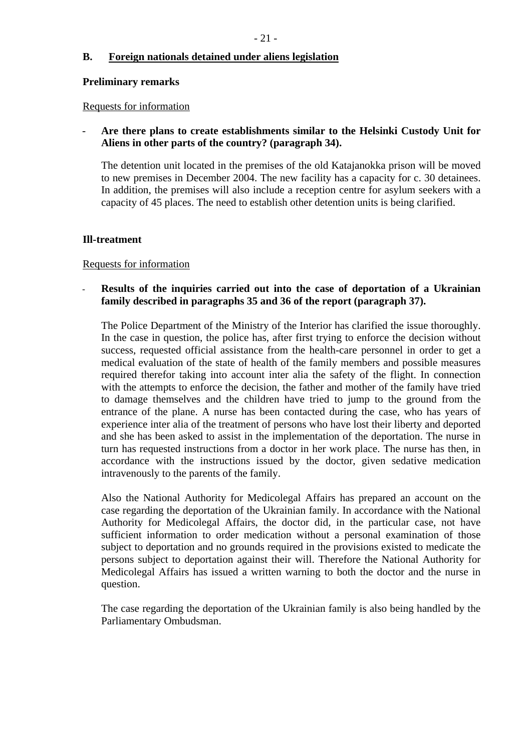## B. <u>Foreign nationals detained under aliens legislation</u>

**Preliminary remarks**

<u>Requests for information</u>

- **Are there plans to create establishments similar to the Helsinki Custody Unit for Aliens in other parts of the country? (paragraph 34).**

  The detention unit located in the premises of the old Katajanokka prison will be moved to new premises in December 2004. The new facility has a capacity for c. 30 detainees. In addition, the premises will also include a reception centre for asylum seekers with a capacity of 45 places. The need to establish other detention units is being clarified.

**Ill-treatment**

<u>Requests for information</u>

- **Results of the inquiries carried out into the case of deportation of a Ukrainian family described in paragraphs 35 and 36 of the report (paragraph 37).**

  The Police Department of the Ministry of the Interior has clarified the issue thoroughly. In the case in question, the police has, after first trying to enforce the decision without success, requested official assistance from the health-care personnel in order to get a medical evaluation of the state of health of the family members and possible measures required therefor taking into account inter alia the safety of the flight. In connection with the attempts to enforce the decision, the father and mother of the family have tried to damage themselves and the children have tried to jump to the ground from the entrance of the plane. A nurse has been contacted during the case, who has years of experience inter alia of the treatment of persons who have lost their liberty and deported and she has been asked to assist in the implementation of the deportation. The nurse in turn has requested instructions from a doctor in her work place. The nurse has then, in accordance with the instructions issued by the doctor, given sedative medication intravenously to the parents of the family.

  Also the National Authority for Medicolegal Affairs has prepared an account on the case regarding the deportation of the Ukrainian family. In accordance with the National Authority for Medicolegal Affairs, the doctor did, in the particular case, not have sufficient information to order medication without a personal examination of those subject to deportation and no grounds required in the provisions existed to medicate the persons subject to deportation against their will. Therefore the National Authority for Medicolegal Affairs has issued a written warning to both the doctor and the nurse in question.

  The case regarding the deportation of the Ukrainian family is also being handled by the Parliamentary Ombudsman.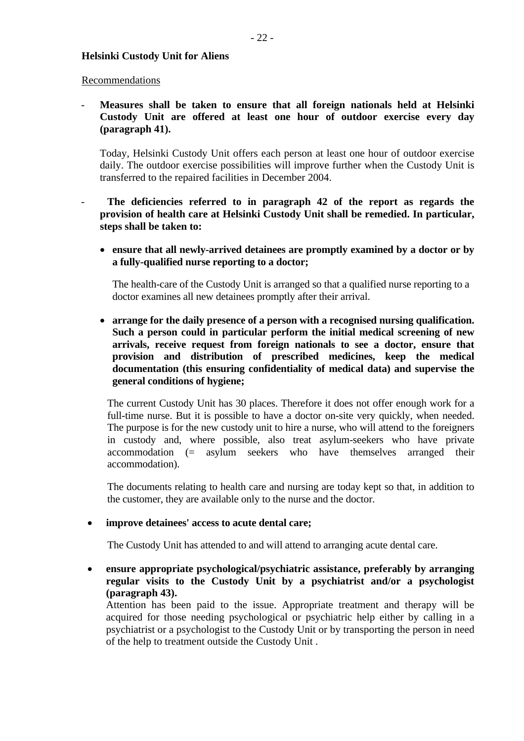**Helsinki Custody Unit for Aliens**

Recommendations

- **Measures shall be taken to ensure that all foreign nationals held at Helsinki Custody Unit are offered at least one hour of outdoor exercise every day (paragraph 41).**

  Today, Helsinki Custody Unit offers each person at least one hour of outdoor exercise daily. The outdoor exercise possibilities will improve further when the Custody Unit is transferred to the repaired facilities in December 2004.

- **The deficiencies referred to in paragraph 42 of the report as regards the provision of health care at Helsinki Custody Unit shall be remedied. In particular, steps shall be taken to:**

  - **ensure that all newly-arrived detainees are promptly examined by a doctor or by a fully-qualified nurse reporting to a doctor;**

    The health-care of the Custody Unit is arranged so that a qualified nurse reporting to a doctor examines all new detainees promptly after their arrival.

  - **arrange for the daily presence of a person with a recognised nursing qualification. Such a person could in particular perform the initial medical screening of new arrivals, receive request from foreign nationals to see a doctor, ensure that provision and distribution of prescribed medicines, keep the medical documentation (this ensuring confidentiality of medical data) and supervise the general conditions of hygiene;**

    The current Custody Unit has 30 places. Therefore it does not offer enough work for a full-time nurse. But it is possible to have a doctor on-site very quickly, when needed. The purpose is for the new custody unit to hire a nurse, who will attend to the foreigners in custody and, where possible, also treat asylum-seekers who have private accommodation (= asylum seekers who have themselves arranged their accommodation).

    The documents relating to health care and nursing are today kept so that, in addition to the customer, they are available only to the nurse and the doctor.

  - **improve detainees' access to acute dental care;**

    The Custody Unit has attended to and will attend to arranging acute dental care.

  - **ensure appropriate psychological/psychiatric assistance, preferably by arranging regular visits to the Custody Unit by a psychiatrist and/or a psychologist (paragraph 43).**

    Attention has been paid to the issue. Appropriate treatment and therapy will be acquired for those needing psychological or psychiatric help either by calling in a psychiatrist or a psychologist to the Custody Unit or by transporting the person in need of the help to treatment outside the Custody Unit .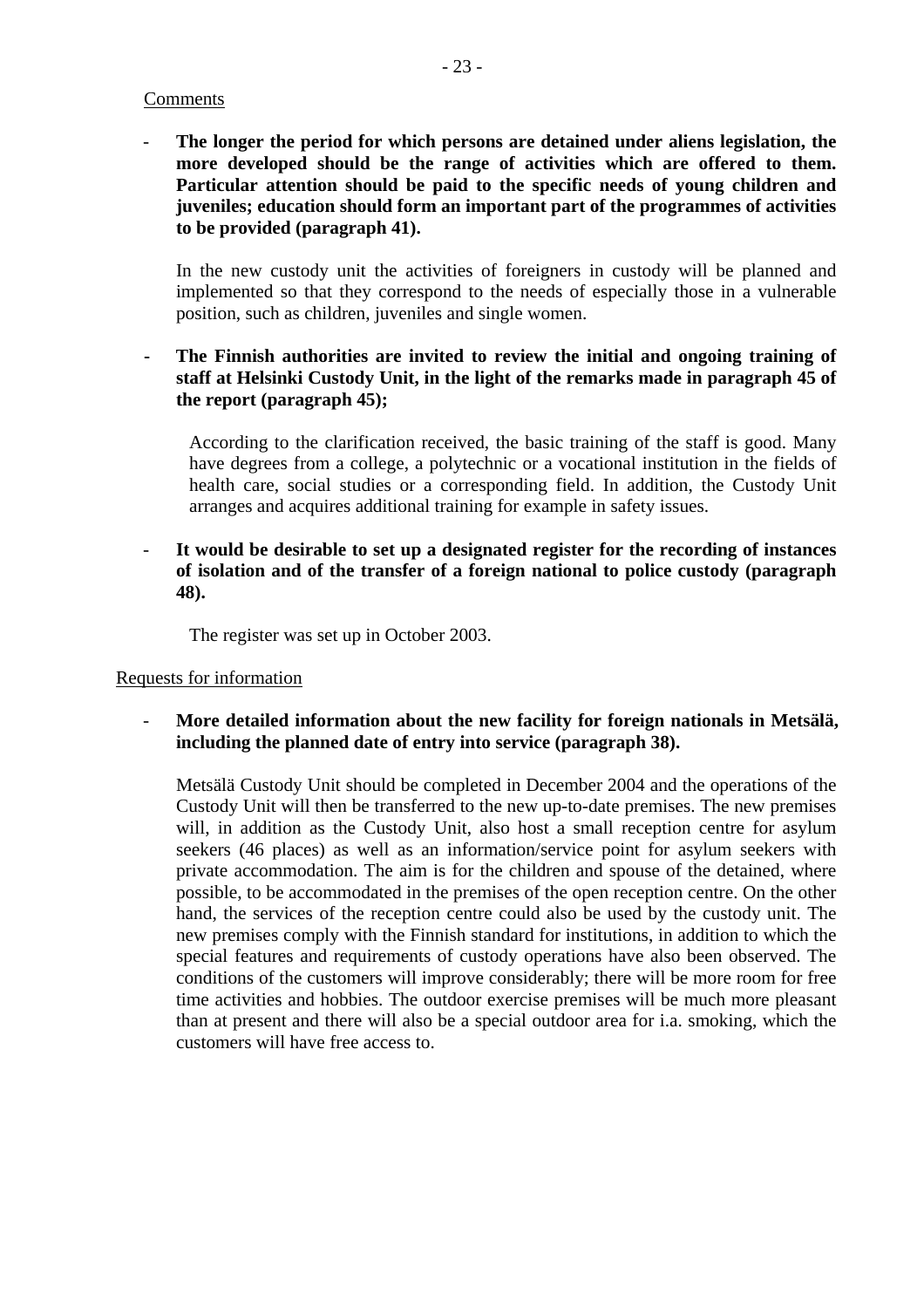Comments

- **The longer the period for which persons are detained under aliens legislation, the more developed should be the range of activities which are offered to them. Particular attention should be paid to the specific needs of young children and juveniles; education should form an important part of the programmes of activities to be provided (paragraph 41).**

  In the new custody unit the activities of foreigners in custody will be planned and implemented so that they correspond to the needs of especially those in a vulnerable position, such as children, juveniles and single women.

- **The Finnish authorities are invited to review the initial and ongoing training of staff at Helsinki Custody Unit, in the light of the remarks made in paragraph 45 of the report (paragraph 45);**

  According to the clarification received, the basic training of the staff is good. Many have degrees from a college, a polytechnic or a vocational institution in the fields of health care, social studies or a corresponding field. In addition, the Custody Unit arranges and acquires additional training for example in safety issues.

- **It would be desirable to set up a designated register for the recording of instances of isolation and of the transfer of a foreign national to police custody (paragraph 48).**

  The register was set up in October 2003.

Requests for information

- **More detailed information about the new facility for foreign nationals in Metsälä, including the planned date of entry into service (paragraph 38).**

  Metsälä Custody Unit should be completed in December 2004 and the operations of the Custody Unit will then be transferred to the new up-to-date premises. The new premises will, in addition as the Custody Unit, also host a small reception centre for asylum seekers (46 places) as well as an information/service point for asylum seekers with private accommodation. The aim is for the children and spouse of the detained, where possible, to be accommodated in the premises of the open reception centre. On the other hand, the services of the reception centre could also be used by the custody unit. The new premises comply with the Finnish standard for institutions, in addition to which the special features and requirements of custody operations have also been observed. The conditions of the customers will improve considerably; there will be more room for free time activities and hobbies. The outdoor exercise premises will be much more pleasant than at present and there will also be a special outdoor area for i.a. smoking, which the customers will have free access to.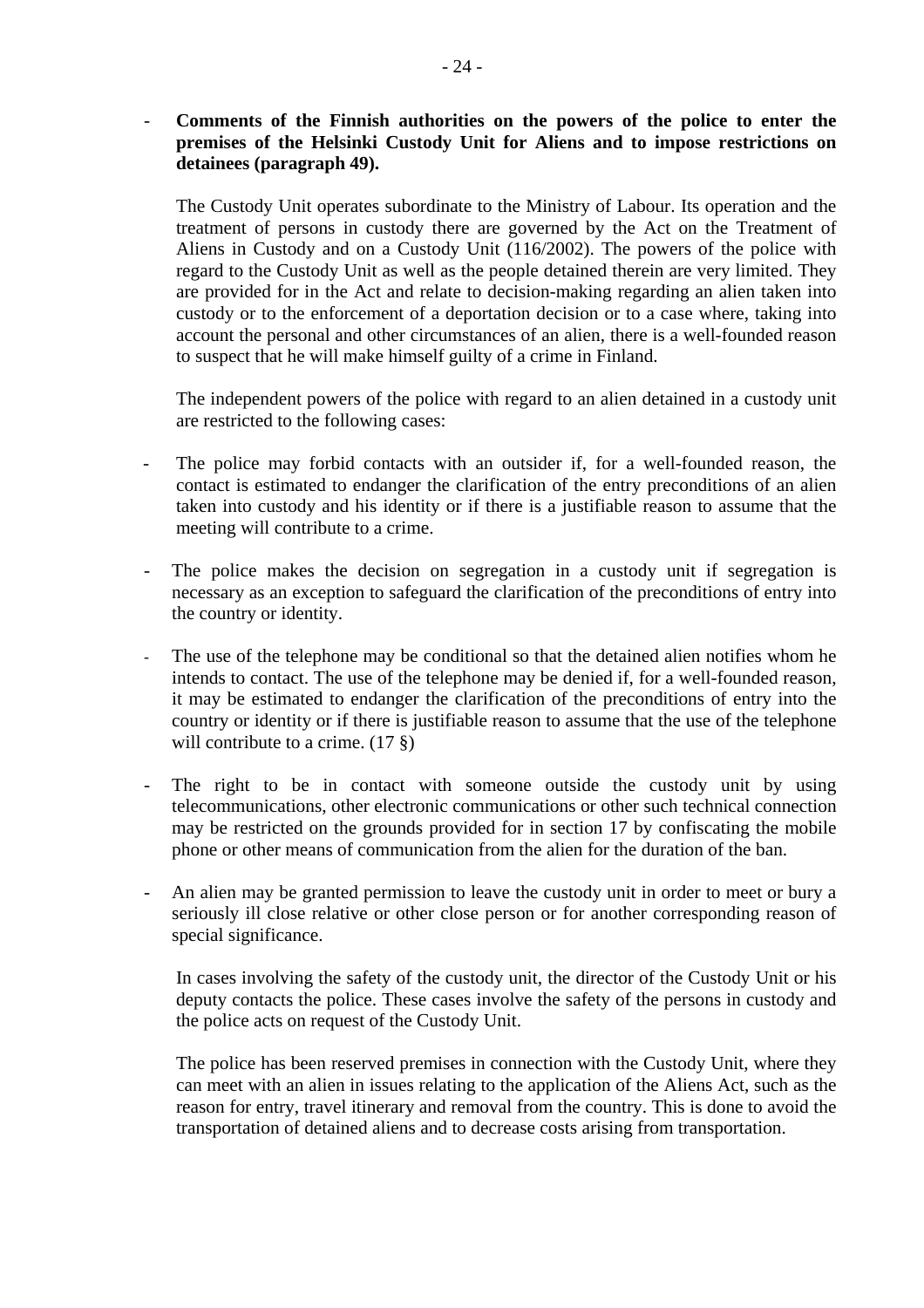- **Comments of the Finnish authorities on the powers of the police to enter the premises of the Helsinki Custody Unit for Aliens and to impose restrictions on detainees (paragraph 49).**

The Custody Unit operates subordinate to the Ministry of Labour. Its operation and the treatment of persons in custody there are governed by the Act on the Treatment of Aliens in Custody and on a Custody Unit (116/2002). The powers of the police with regard to the Custody Unit as well as the people detained therein are very limited. They are provided for in the Act and relate to decision-making regarding an alien taken into custody or to the enforcement of a deportation decision or to a case where, taking into account the personal and other circumstances of an alien, there is a well-founded reason to suspect that he will make himself guilty of a crime in Finland.

The independent powers of the police with regard to an alien detained in a custody unit are restricted to the following cases:

- The police may forbid contacts with an outsider if, for a well-founded reason, the contact is estimated to endanger the clarification of the entry preconditions of an alien taken into custody and his identity or if there is a justifiable reason to assume that the meeting will contribute to a crime.
- The police makes the decision on segregation in a custody unit if segregation is necessary as an exception to safeguard the clarification of the preconditions of entry into the country or identity.
- The use of the telephone may be conditional so that the detained alien notifies whom he intends to contact. The use of the telephone may be denied if, for a well-founded reason, it may be estimated to endanger the clarification of the preconditions of entry into the country or identity or if there is justifiable reason to assume that the use of the telephone will contribute to a crime. (17 §)
- The right to be in contact with someone outside the custody unit by using telecommunications, other electronic communications or other such technical connection may be restricted on the grounds provided for in section 17 by confiscating the mobile phone or other means of communication from the alien for the duration of the ban.
- An alien may be granted permission to leave the custody unit in order to meet or bury a seriously ill close relative or other close person or for another corresponding reason of special significance.

In cases involving the safety of the custody unit, the director of the Custody Unit or his deputy contacts the police. These cases involve the safety of the persons in custody and the police acts on request of the Custody Unit.

The police has been reserved premises in connection with the Custody Unit, where they can meet with an alien in issues relating to the application of the Aliens Act, such as the reason for entry, travel itinerary and removal from the country. This is done to avoid the transportation of detained aliens and to decrease costs arising from transportation.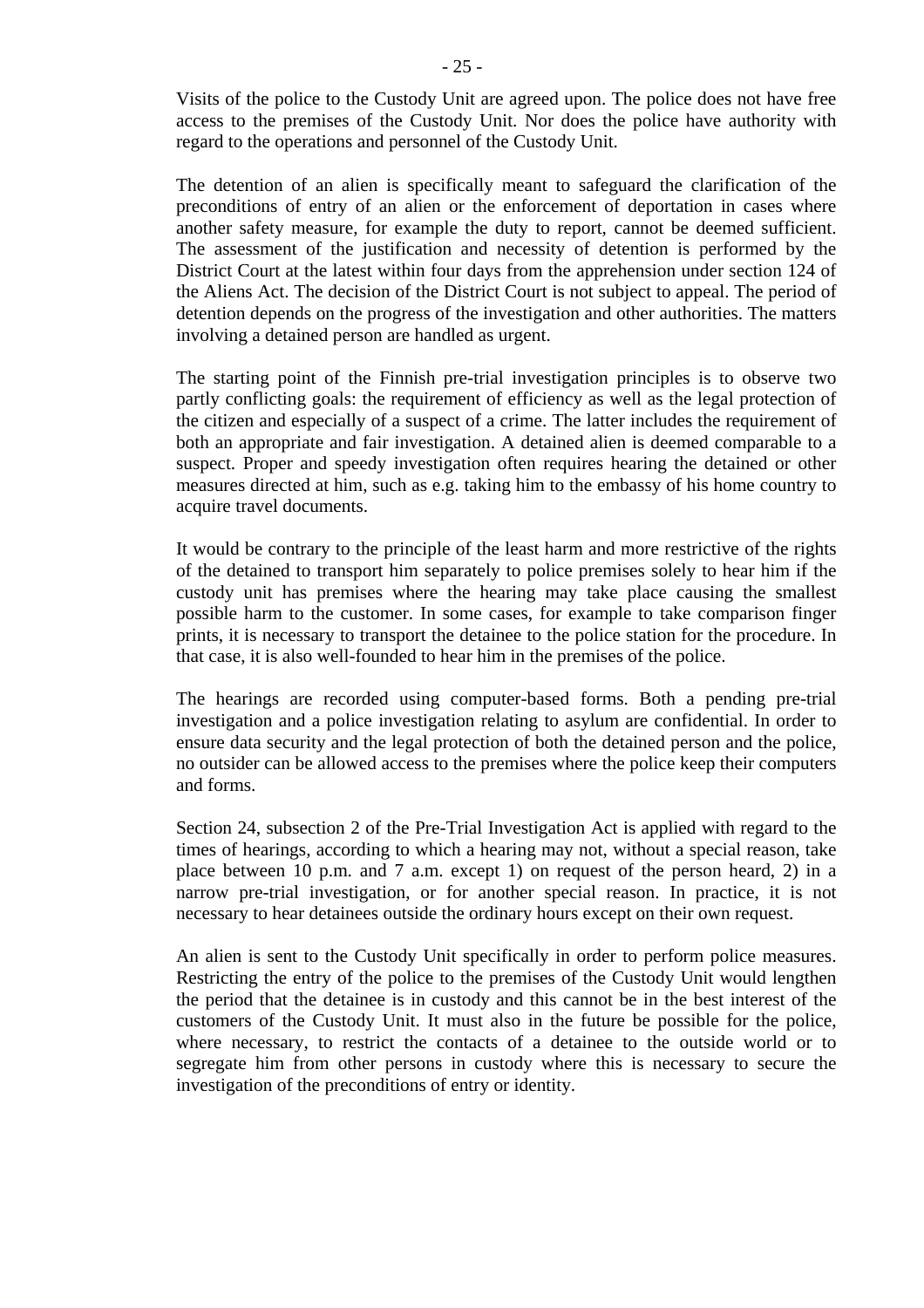Visits of the police to the Custody Unit are agreed upon. The police does not have free access to the premises of the Custody Unit. Nor does the police have authority with regard to the operations and personnel of the Custody Unit.

The detention of an alien is specifically meant to safeguard the clarification of the preconditions of entry of an alien or the enforcement of deportation in cases where another safety measure, for example the duty to report, cannot be deemed sufficient. The assessment of the justification and necessity of detention is performed by the District Court at the latest within four days from the apprehension under section 124 of the Aliens Act. The decision of the District Court is not subject to appeal. The period of detention depends on the progress of the investigation and other authorities. The matters involving a detained person are handled as urgent.

The starting point of the Finnish pre-trial investigation principles is to observe two partly conflicting goals: the requirement of efficiency as well as the legal protection of the citizen and especially of a suspect of a crime. The latter includes the requirement of both an appropriate and fair investigation. A detained alien is deemed comparable to a suspect. Proper and speedy investigation often requires hearing the detained or other measures directed at him, such as e.g. taking him to the embassy of his home country to acquire travel documents.

It would be contrary to the principle of the least harm and more restrictive of the rights of the detained to transport him separately to police premises solely to hear him if the custody unit has premises where the hearing may take place causing the smallest possible harm to the customer. In some cases, for example to take comparison finger prints, it is necessary to transport the detainee to the police station for the procedure. In that case, it is also well-founded to hear him in the premises of the police.

The hearings are recorded using computer-based forms. Both a pending pre-trial investigation and a police investigation relating to asylum are confidential. In order to ensure data security and the legal protection of both the detained person and the police, no outsider can be allowed access to the premises where the police keep their computers and forms.

Section 24, subsection 2 of the Pre-Trial Investigation Act is applied with regard to the times of hearings, according to which a hearing may not, without a special reason, take place between 10 p.m. and 7 a.m. except 1) on request of the person heard, 2) in a narrow pre-trial investigation, or for another special reason. In practice, it is not necessary to hear detainees outside the ordinary hours except on their own request.

An alien is sent to the Custody Unit specifically in order to perform police measures. Restricting the entry of the police to the premises of the Custody Unit would lengthen the period that the detainee is in custody and this cannot be in the best interest of the customers of the Custody Unit. It must also in the future be possible for the police, where necessary, to restrict the contacts of a detainee to the outside world or to segregate him from other persons in custody where this is necessary to secure the investigation of the preconditions of entry or identity.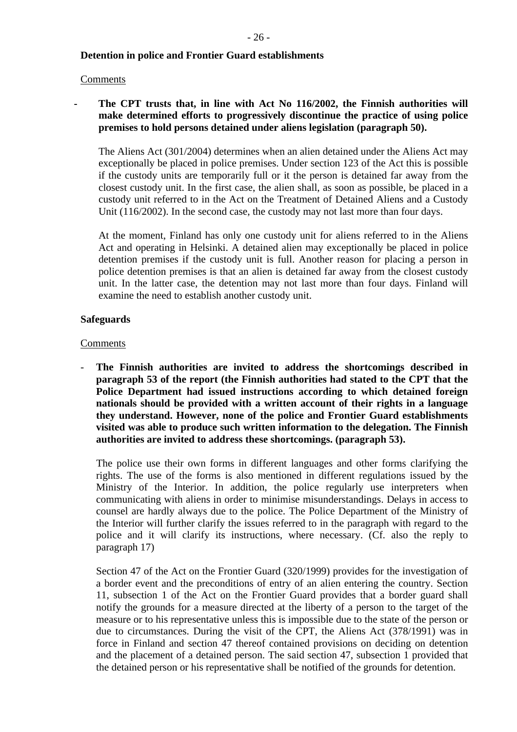**Detention in police and Frontier Guard establishments**

Comments

- **The CPT trusts that, in line with Act No 116/2002, the Finnish authorities will make determined efforts to progressively discontinue the practice of using police premises to hold persons detained under aliens legislation (paragraph 50).**

  The Aliens Act (301/2004) determines when an alien detained under the Aliens Act may exceptionally be placed in police premises. Under section 123 of the Act this is possible if the custody units are temporarily full or it the person is detained far away from the closest custody unit. In the first case, the alien shall, as soon as possible, be placed in a custody unit referred to in the Act on the Treatment of Detained Aliens and a Custody Unit (116/2002). In the second case, the custody may not last more than four days.

  At the moment, Finland has only one custody unit for aliens referred to in the Aliens Act and operating in Helsinki. A detained alien may exceptionally be placed in police detention premises if the custody unit is full. Another reason for placing a person in police detention premises is that an alien is detained far away from the closest custody unit. In the latter case, the detention may not last more than four days. Finland will examine the need to establish another custody unit.

**Safeguards**

Comments

- **The Finnish authorities are invited to address the shortcomings described in paragraph 53 of the report (the Finnish authorities had stated to the CPT that the Police Department had issued instructions according to which detained foreign nationals should be provided with a written account of their rights in a language they understand. However, none of the police and Frontier Guard establishments visited was able to produce such written information to the delegation. The Finnish authorities are invited to address these shortcomings. (paragraph 53).**

  The police use their own forms in different languages and other forms clarifying the rights. The use of the forms is also mentioned in different regulations issued by the Ministry of the Interior. In addition, the police regularly use interpreters when communicating with aliens in order to minimise misunderstandings. Delays in access to counsel are hardly always due to the police. The Police Department of the Ministry of the Interior will further clarify the issues referred to in the paragraph with regard to the police and it will clarify its instructions, where necessary. (Cf. also the reply to paragraph 17)

  Section 47 of the Act on the Frontier Guard (320/1999) provides for the investigation of a border event and the preconditions of entry of an alien entering the country. Section 11, subsection 1 of the Act on the Frontier Guard provides that a border guard shall notify the grounds for a measure directed at the liberty of a person to the target of the measure or to his representative unless this is impossible due to the state of the person or due to circumstances. During the visit of the CPT, the Aliens Act (378/1991) was in force in Finland and section 47 thereof contained provisions on deciding on detention and the placement of a detained person. The said section 47, subsection 1 provided that the detained person or his representative shall be notified of the grounds for detention.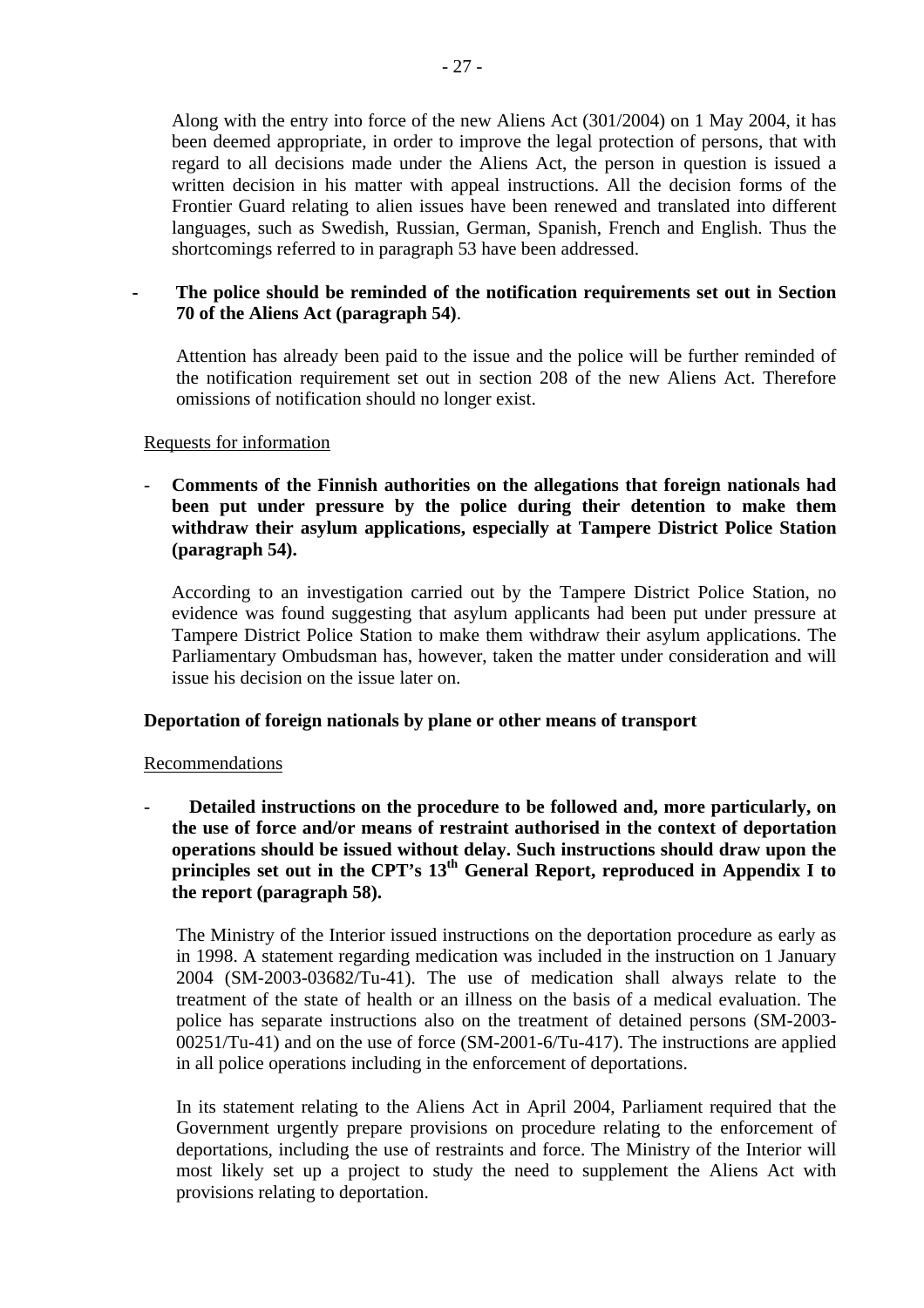Along with the entry into force of the new Aliens Act (301/2004) on 1 May 2004, it has been deemed appropriate, in order to improve the legal protection of persons, that with regard to all decisions made under the Aliens Act, the person in question is issued a written decision in his matter with appeal instructions. All the decision forms of the Frontier Guard relating to alien issues have been renewed and translated into different languages, such as Swedish, Russian, German, Spanish, French and English. Thus the shortcomings referred to in paragraph 53 have been addressed.

- **The police should be reminded of the notification requirements set out in Section 70 of the Aliens Act (paragraph 54)**.

  Attention has already been paid to the issue and the police will be further reminded of the notification requirement set out in section 208 of the new Aliens Act. Therefore omissions of notification should no longer exist.

Requests for information

- **Comments of the Finnish authorities on the allegations that foreign nationals had been put under pressure by the police during their detention to make them withdraw their asylum applications, especially at Tampere District Police Station (paragraph 54).**

  According to an investigation carried out by the Tampere District Police Station, no evidence was found suggesting that asylum applicants had been put under pressure at Tampere District Police Station to make them withdraw their asylum applications. The Parliamentary Ombudsman has, however, taken the matter under consideration and will issue his decision on the issue later on.

**Deportation of foreign nationals by plane or other means of transport**

Recommendations

- **Detailed instructions on the procedure to be followed and, more particularly, on the use of force and/or means of restraint authorised in the context of deportation operations should be issued without delay. Such instructions should draw upon the principles set out in the CPT's 13th General Report, reproduced in Appendix I to the report (paragraph 58).**

  The Ministry of the Interior issued instructions on the deportation procedure as early as in 1998. A statement regarding medication was included in the instruction on 1 January 2004 (SM-2003-03682/Tu-41). The use of medication shall always relate to the treatment of the state of health or an illness on the basis of a medical evaluation. The police has separate instructions also on the treatment of detained persons (SM-2003-00251/Tu-41) and on the use of force (SM-2001-6/Tu-417). The instructions are applied in all police operations including in the enforcement of deportations.

  In its statement relating to the Aliens Act in April 2004, Parliament required that the Government urgently prepare provisions on procedure relating to the enforcement of deportations, including the use of restraints and force. The Ministry of the Interior will most likely set up a project to study the need to supplement the Aliens Act with provisions relating to deportation.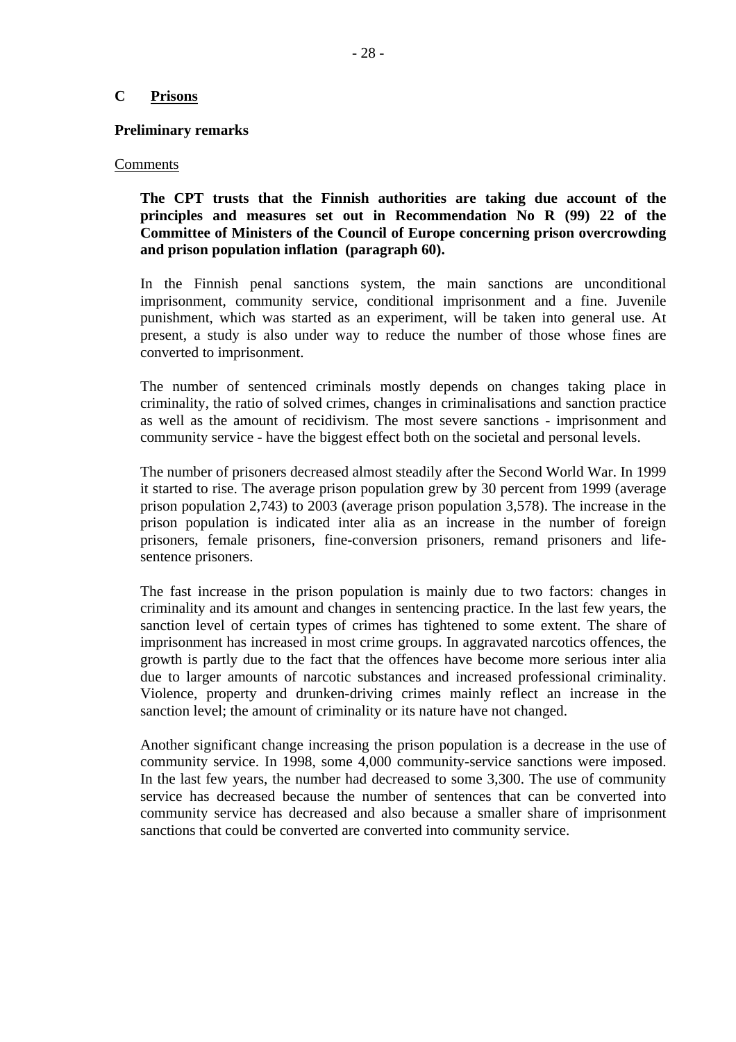## C Prisons

### Preliminary remarks

Comments

**The CPT trusts that the Finnish authorities are taking due account of the principles and measures set out in Recommendation No R (99) 22 of the Committee of Ministers of the Council of Europe concerning prison overcrowding and prison population inflation (paragraph 60).**

In the Finnish penal sanctions system, the main sanctions are unconditional imprisonment, community service, conditional imprisonment and a fine. Juvenile punishment, which was started as an experiment, will be taken into general use. At present, a study is also under way to reduce the number of those whose fines are converted to imprisonment.

The number of sentenced criminals mostly depends on changes taking place in criminality, the ratio of solved crimes, changes in criminalisations and sanction practice as well as the amount of recidivism. The most severe sanctions - imprisonment and community service - have the biggest effect both on the societal and personal levels.

The number of prisoners decreased almost steadily after the Second World War. In 1999 it started to rise. The average prison population grew by 30 percent from 1999 (average prison population 2,743) to 2003 (average prison population 3,578). The increase in the prison population is indicated inter alia as an increase in the number of foreign prisoners, female prisoners, fine-conversion prisoners, remand prisoners and life-sentence prisoners.

The fast increase in the prison population is mainly due to two factors: changes in criminality and its amount and changes in sentencing practice. In the last few years, the sanction level of certain types of crimes has tightened to some extent. The share of imprisonment has increased in most crime groups. In aggravated narcotics offences, the growth is partly due to the fact that the offences have become more serious inter alia due to larger amounts of narcotic substances and increased professional criminality. Violence, property and drunken-driving crimes mainly reflect an increase in the sanction level; the amount of criminality or its nature have not changed.

Another significant change increasing the prison population is a decrease in the use of community service. In 1998, some 4,000 community-service sanctions were imposed. In the last few years, the number had decreased to some 3,300. The use of community service has decreased because the number of sentences that can be converted into community service has decreased and also because a smaller share of imprisonment sanctions that could be converted are converted into community service.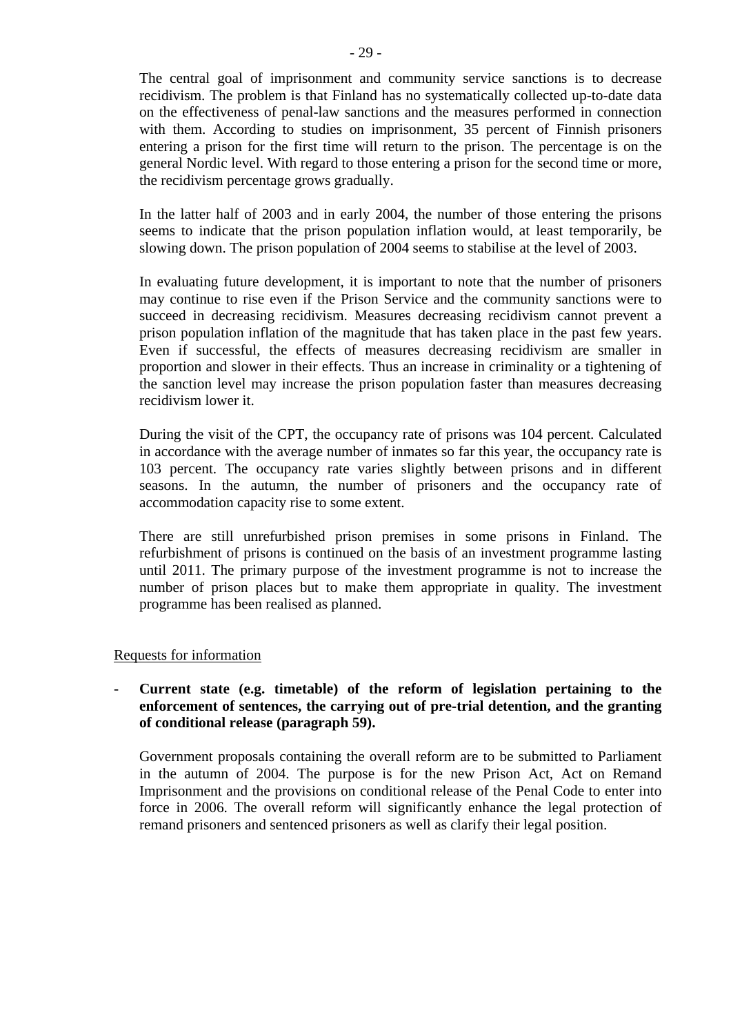The central goal of imprisonment and community service sanctions is to decrease recidivism. The problem is that Finland has no systematically collected up-to-date data on the effectiveness of penal-law sanctions and the measures performed in connection with them. According to studies on imprisonment, 35 percent of Finnish prisoners entering a prison for the first time will return to the prison. The percentage is on the general Nordic level. With regard to those entering a prison for the second time or more, the recidivism percentage grows gradually.

In the latter half of 2003 and in early 2004, the number of those entering the prisons seems to indicate that the prison population inflation would, at least temporarily, be slowing down. The prison population of 2004 seems to stabilise at the level of 2003.

In evaluating future development, it is important to note that the number of prisoners may continue to rise even if the Prison Service and the community sanctions were to succeed in decreasing recidivism. Measures decreasing recidivism cannot prevent a prison population inflation of the magnitude that has taken place in the past few years. Even if successful, the effects of measures decreasing recidivism are smaller in proportion and slower in their effects. Thus an increase in criminality or a tightening of the sanction level may increase the prison population faster than measures decreasing recidivism lower it.

During the visit of the CPT, the occupancy rate of prisons was 104 percent. Calculated in accordance with the average number of inmates so far this year, the occupancy rate is 103 percent. The occupancy rate varies slightly between prisons and in different seasons. In the autumn, the number of prisoners and the occupancy rate of accommodation capacity rise to some extent.

There are still unrefurbished prison premises in some prisons in Finland. The refurbishment of prisons is continued on the basis of an investment programme lasting until 2011. The primary purpose of the investment programme is not to increase the number of prison places but to make them appropriate in quality. The investment programme has been realised as planned.

Requests for information

- **Current state (e.g. timetable) of the reform of legislation pertaining to the enforcement of sentences, the carrying out of pre-trial detention, and the granting of conditional release (paragraph 59).**

  Government proposals containing the overall reform are to be submitted to Parliament in the autumn of 2004. The purpose is for the new Prison Act, Act on Remand Imprisonment and the provisions on conditional release of the Penal Code to enter into force in 2006. The overall reform will significantly enhance the legal protection of remand prisoners and sentenced prisoners as well as clarify their legal position.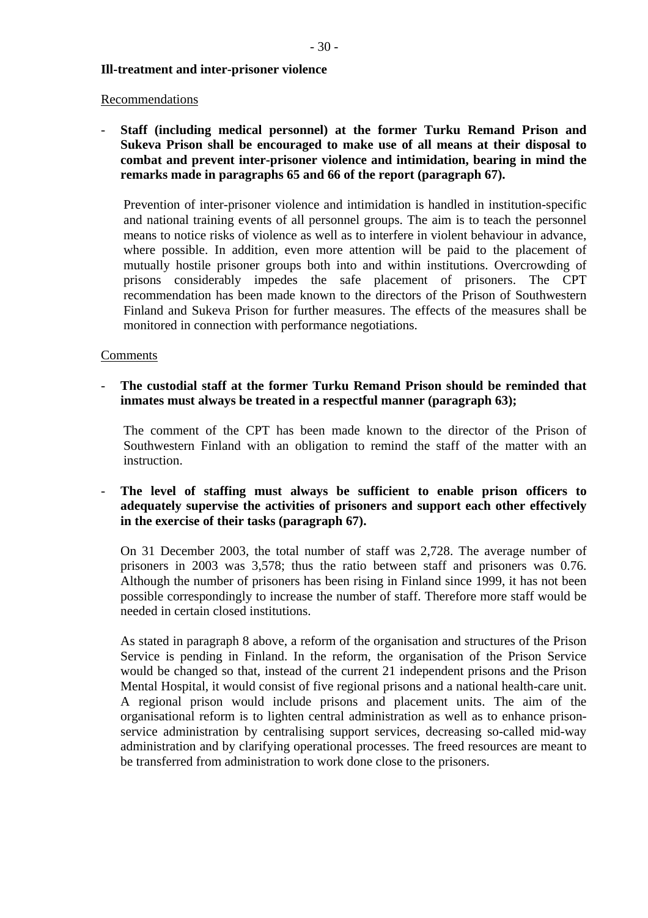**Ill-treatment and inter-prisoner violence**

Recommendations

- **Staff (including medical personnel) at the former Turku Remand Prison and Sukeva Prison shall be encouraged to make use of all means at their disposal to combat and prevent inter-prisoner violence and intimidation, bearing in mind the remarks made in paragraphs 65 and 66 of the report (paragraph 67).**

  Prevention of inter-prisoner violence and intimidation is handled in institution-specific and national training events of all personnel groups. The aim is to teach the personnel means to notice risks of violence as well as to interfere in violent behaviour in advance, where possible. In addition, even more attention will be paid to the placement of mutually hostile prisoner groups both into and within institutions. Overcrowding of prisons considerably impedes the safe placement of prisoners. The CPT recommendation has been made known to the directors of the Prison of Southwestern Finland and Sukeva Prison for further measures. The effects of the measures shall be monitored in connection with performance negotiations.

Comments

- **The custodial staff at the former Turku Remand Prison should be reminded that inmates must always be treated in a respectful manner (paragraph 63);**

  The comment of the CPT has been made known to the director of the Prison of Southwestern Finland with an obligation to remind the staff of the matter with an instruction.

- **The level of staffing must always be sufficient to enable prison officers to adequately supervise the activities of prisoners and support each other effectively in the exercise of their tasks (paragraph 67).**

  On 31 December 2003, the total number of staff was 2,728. The average number of prisoners in 2003 was 3,578; thus the ratio between staff and prisoners was 0.76. Although the number of prisoners has been rising in Finland since 1999, it has not been possible correspondingly to increase the number of staff. Therefore more staff would be needed in certain closed institutions.

  As stated in paragraph 8 above, a reform of the organisation and structures of the Prison Service is pending in Finland. In the reform, the organisation of the Prison Service would be changed so that, instead of the current 21 independent prisons and the Prison Mental Hospital, it would consist of five regional prisons and a national health-care unit. A regional prison would include prisons and placement units. The aim of the organisational reform is to lighten central administration as well as to enhance prison-service administration by centralising support services, decreasing so-called mid-way administration and by clarifying operational processes. The freed resources are meant to be transferred from administration to work done close to the prisoners.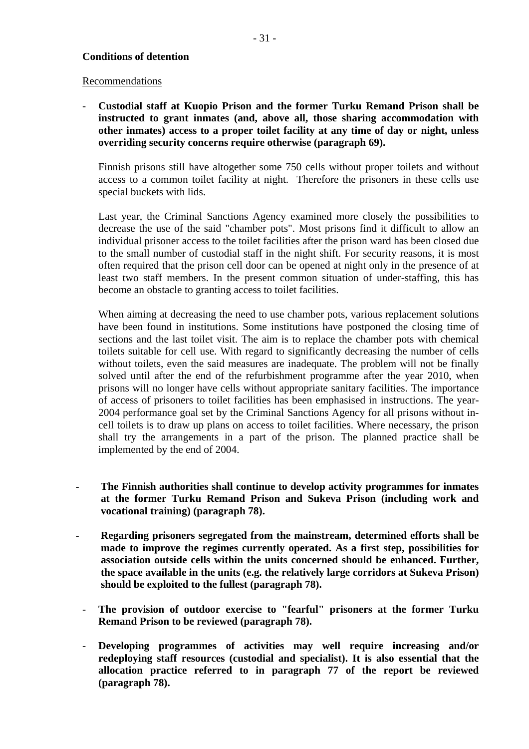**Conditions of detention**

Recommendations

- **Custodial staff at Kuopio Prison and the former Turku Remand Prison shall be instructed to grant inmates (and, above all, those sharing accommodation with other inmates) access to a proper toilet facility at any time of day or night, unless overriding security concerns require otherwise (paragraph 69).**

  Finnish prisons still have altogether some 750 cells without proper toilets and without access to a common toilet facility at night. Therefore the prisoners in these cells use special buckets with lids.

  Last year, the Criminal Sanctions Agency examined more closely the possibilities to decrease the use of the said "chamber pots". Most prisons find it difficult to allow an individual prisoner access to the toilet facilities after the prison ward has been closed due to the small number of custodial staff in the night shift. For security reasons, it is most often required that the prison cell door can be opened at night only in the presence of at least two staff members. In the present common situation of under-staffing, this has become an obstacle to granting access to toilet facilities.

  When aiming at decreasing the need to use chamber pots, various replacement solutions have been found in institutions. Some institutions have postponed the closing time of sections and the last toilet visit. The aim is to replace the chamber pots with chemical toilets suitable for cell use. With regard to significantly decreasing the number of cells without toilets, even the said measures are inadequate. The problem will not be finally solved until after the end of the refurbishment programme after the year 2010, when prisons will no longer have cells without appropriate sanitary facilities. The importance of access of prisoners to toilet facilities has been emphasised in instructions. The year-2004 performance goal set by the Criminal Sanctions Agency for all prisons without in-cell toilets is to draw up plans on access to toilet facilities. Where necessary, the prison shall try the arrangements in a part of the prison. The planned practice shall be implemented by the end of 2004.

- **The Finnish authorities shall continue to develop activity programmes for inmates at the former Turku Remand Prison and Sukeva Prison (including work and vocational training) (paragraph 78).**

- **Regarding prisoners segregated from the mainstream, determined efforts shall be made to improve the regimes currently operated. As a first step, possibilities for association outside cells within the units concerned should be enhanced. Further, the space available in the units (e.g. the relatively large corridors at Sukeva Prison) should be exploited to the fullest (paragraph 78).**

- **The provision of outdoor exercise to "fearful" prisoners at the former Turku Remand Prison to be reviewed (paragraph 78).**

- **Developing programmes of activities may well require increasing and/or redeploying staff resources (custodial and specialist). It is also essential that the allocation practice referred to in paragraph 77 of the report be reviewed (paragraph 78).**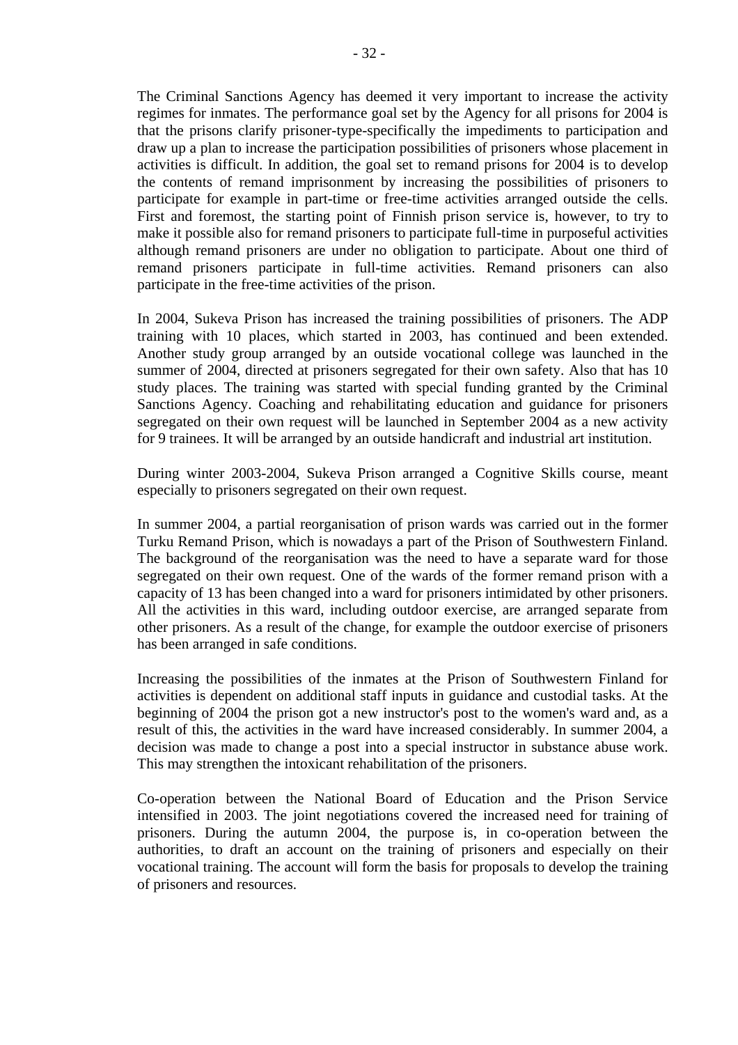The Criminal Sanctions Agency has deemed it very important to increase the activity regimes for inmates. The performance goal set by the Agency for all prisons for 2004 is that the prisons clarify prisoner-type-specifically the impediments to participation and draw up a plan to increase the participation possibilities of prisoners whose placement in activities is difficult. In addition, the goal set to remand prisons for 2004 is to develop the contents of remand imprisonment by increasing the possibilities of prisoners to participate for example in part-time or free-time activities arranged outside the cells. First and foremost, the starting point of Finnish prison service is, however, to try to make it possible also for remand prisoners to participate full-time in purposeful activities although remand prisoners are under no obligation to participate. About one third of remand prisoners participate in full-time activities. Remand prisoners can also participate in the free-time activities of the prison.

In 2004, Sukeva Prison has increased the training possibilities of prisoners. The ADP training with 10 places, which started in 2003, has continued and been extended. Another study group arranged by an outside vocational college was launched in the summer of 2004, directed at prisoners segregated for their own safety. Also that has 10 study places. The training was started with special funding granted by the Criminal Sanctions Agency. Coaching and rehabilitating education and guidance for prisoners segregated on their own request will be launched in September 2004 as a new activity for 9 trainees. It will be arranged by an outside handicraft and industrial art institution.

During winter 2003-2004, Sukeva Prison arranged a Cognitive Skills course, meant especially to prisoners segregated on their own request.

In summer 2004, a partial reorganisation of prison wards was carried out in the former Turku Remand Prison, which is nowadays a part of the Prison of Southwestern Finland. The background of the reorganisation was the need to have a separate ward for those segregated on their own request. One of the wards of the former remand prison with a capacity of 13 has been changed into a ward for prisoners intimidated by other prisoners. All the activities in this ward, including outdoor exercise, are arranged separate from other prisoners. As a result of the change, for example the outdoor exercise of prisoners has been arranged in safe conditions.

Increasing the possibilities of the inmates at the Prison of Southwestern Finland for activities is dependent on additional staff inputs in guidance and custodial tasks. At the beginning of 2004 the prison got a new instructor's post to the women's ward and, as a result of this, the activities in the ward have increased considerably. In summer 2004, a decision was made to change a post into a special instructor in substance abuse work. This may strengthen the intoxicant rehabilitation of the prisoners.

Co-operation between the National Board of Education and the Prison Service intensified in 2003. The joint negotiations covered the increased need for training of prisoners. During the autumn 2004, the purpose is, in co-operation between the authorities, to draft an account on the training of prisoners and especially on their vocational training. The account will form the basis for proposals to develop the training of prisoners and resources.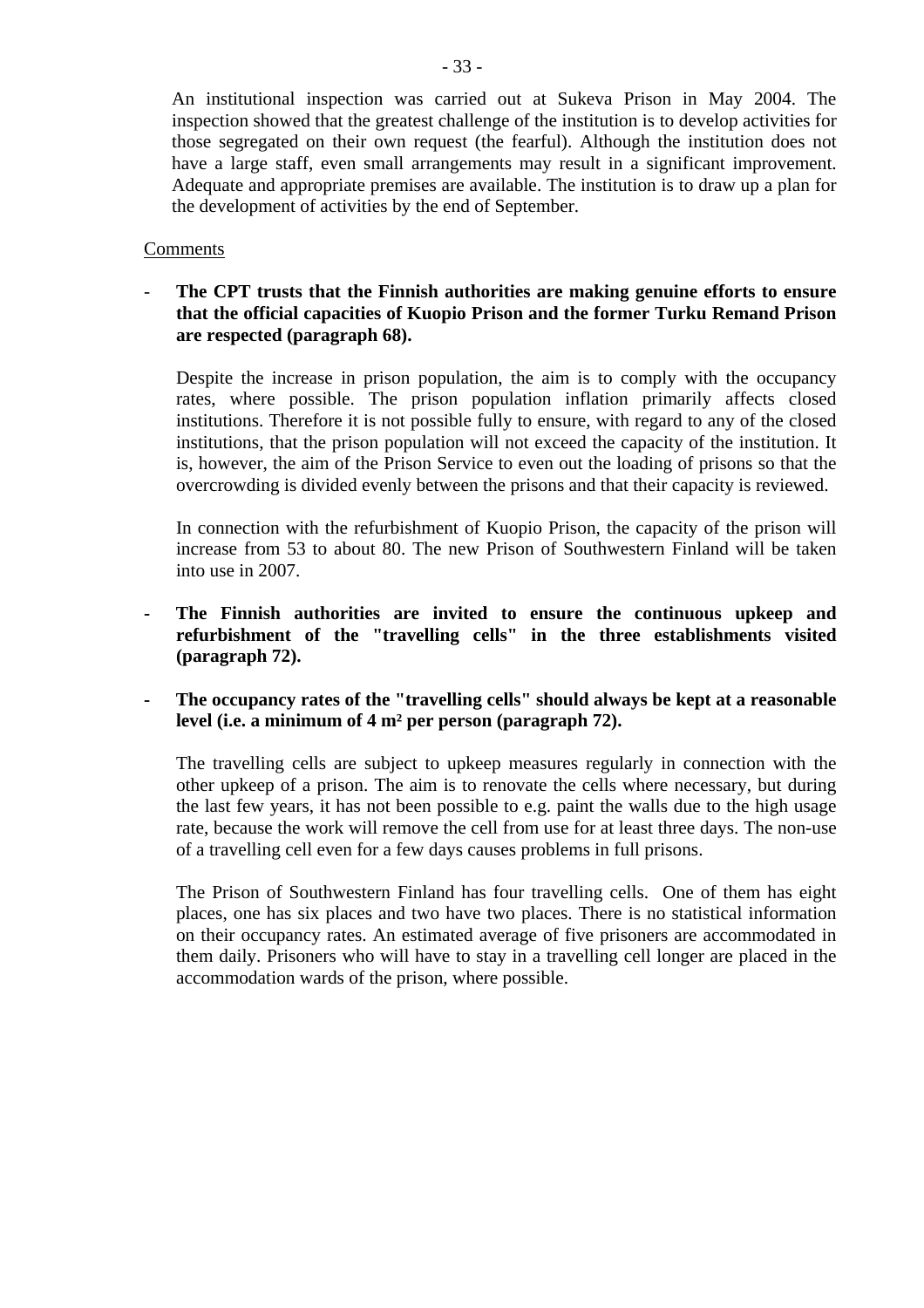An institutional inspection was carried out at Sukeva Prison in May 2004. The inspection showed that the greatest challenge of the institution is to develop activities for those segregated on their own request (the fearful). Although the institution does not have a large staff, even small arrangements may result in a significant improvement. Adequate and appropriate premises are available. The institution is to draw up a plan for the development of activities by the end of September.

Comments

- **The CPT trusts that the Finnish authorities are making genuine efforts to ensure that the official capacities of Kuopio Prison and the former Turku Remand Prison are respected (paragraph 68).**

  Despite the increase in prison population, the aim is to comply with the occupancy rates, where possible. The prison population inflation primarily affects closed institutions. Therefore it is not possible fully to ensure, with regard to any of the closed institutions, that the prison population will not exceed the capacity of the institution. It is, however, the aim of the Prison Service to even out the loading of prisons so that the overcrowding is divided evenly between the prisons and that their capacity is reviewed.

  In connection with the refurbishment of Kuopio Prison, the capacity of the prison will increase from 53 to about 80. The new Prison of Southwestern Finland will be taken into use in 2007.

- **The Finnish authorities are invited to ensure the continuous upkeep and refurbishment of the "travelling cells" in the three establishments visited (paragraph 72).**

- **The occupancy rates of the "travelling cells" should always be kept at a reasonable level (i.e. a minimum of 4 m² per person (paragraph 72).**

  The travelling cells are subject to upkeep measures regularly in connection with the other upkeep of a prison. The aim is to renovate the cells where necessary, but during the last few years, it has not been possible to e.g. paint the walls due to the high usage rate, because the work will remove the cell from use for at least three days. The non-use of a travelling cell even for a few days causes problems in full prisons.

  The Prison of Southwestern Finland has four travelling cells. One of them has eight places, one has six places and two have two places. There is no statistical information on their occupancy rates. An estimated average of five prisoners are accommodated in them daily. Prisoners who will have to stay in a travelling cell longer are placed in the accommodation wards of the prison, where possible.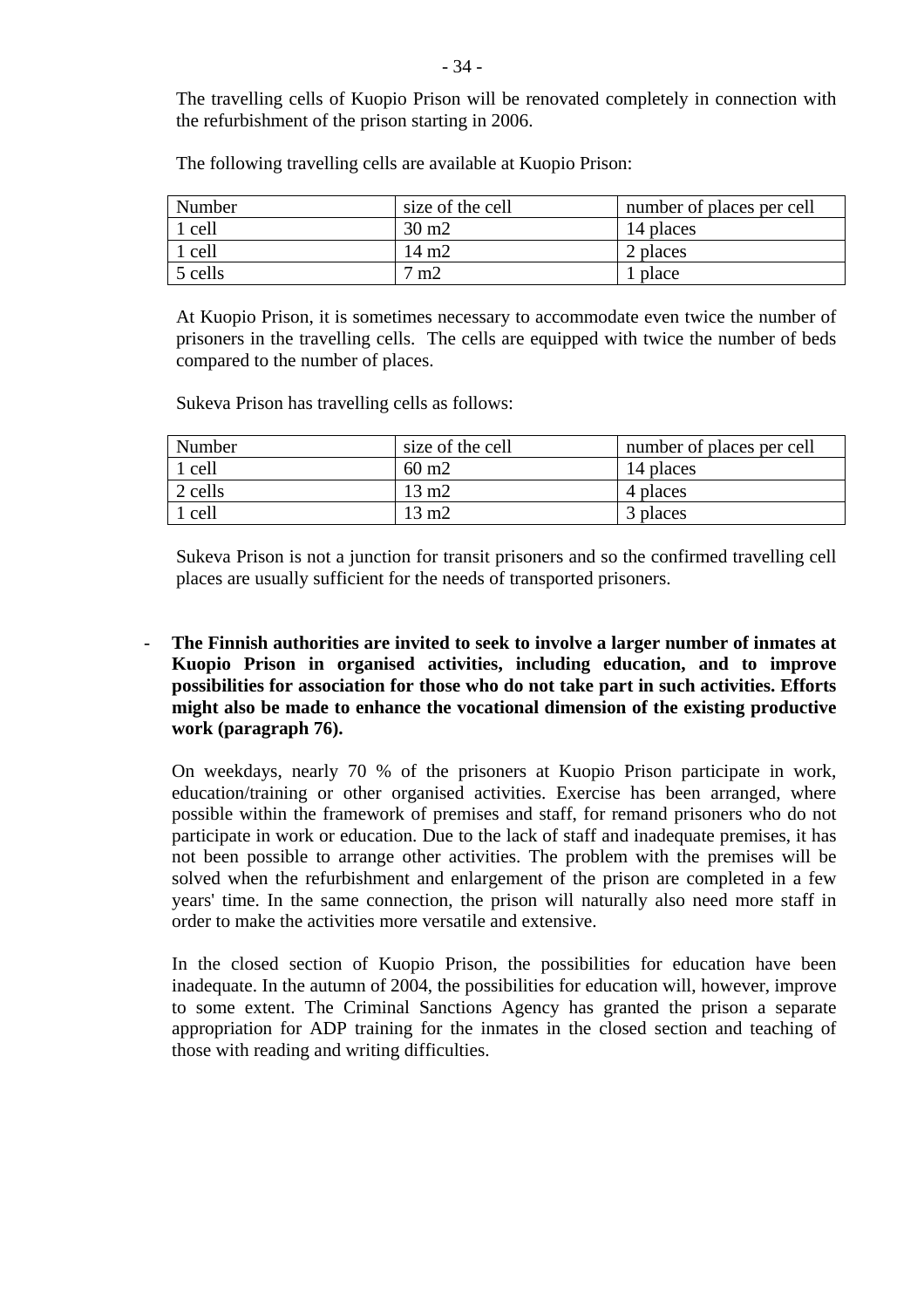The travelling cells of Kuopio Prison will be renovated completely in connection with the refurbishment of the prison starting in 2006.

The following travelling cells are available at Kuopio Prison:

| Number | size of the cell | number of places per cell |
|---|---|---|
| 1 cell | 30 m2 | 14 places |
| 1 cell | 14 m2 | 2 places |
| 5 cells | 7 m2 | 1 place |

At Kuopio Prison, it is sometimes necessary to accommodate even twice the number of prisoners in the travelling cells. The cells are equipped with twice the number of beds compared to the number of places.

Sukeva Prison has travelling cells as follows:

| Number | size of the cell | number of places per cell |
|---|---|---|
| 1 cell | 60 m2 | 14 places |
| 2 cells | 13 m2 | 4 places |
| 1 cell | 13 m2 | 3 places |

Sukeva Prison is not a junction for transit prisoners and so the confirmed travelling cell places are usually sufficient for the needs of transported prisoners.

- **The Finnish authorities are invited to seek to involve a larger number of inmates at Kuopio Prison in organised activities, including education, and to improve possibilities for association for those who do not take part in such activities. Efforts might also be made to enhance the vocational dimension of the existing productive work (paragraph 76).**

  On weekdays, nearly 70 % of the prisoners at Kuopio Prison participate in work, education/training or other organised activities. Exercise has been arranged, where possible within the framework of premises and staff, for remand prisoners who do not participate in work or education. Due to the lack of staff and inadequate premises, it has not been possible to arrange other activities. The problem with the premises will be solved when the refurbishment and enlargement of the prison are completed in a few years' time. In the same connection, the prison will naturally also need more staff in order to make the activities more versatile and extensive.

  In the closed section of Kuopio Prison, the possibilities for education have been inadequate. In the autumn of 2004, the possibilities for education will, however, improve to some extent. The Criminal Sanctions Agency has granted the prison a separate appropriation for ADP training for the inmates in the closed section and teaching of those with reading and writing difficulties.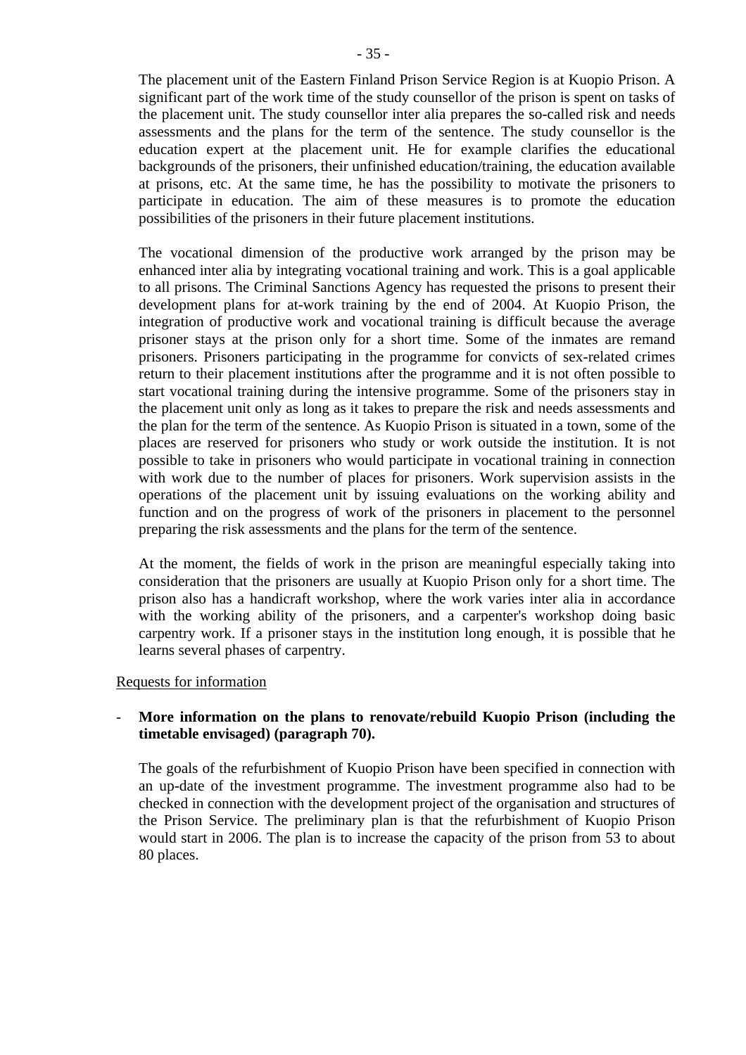The placement unit of the Eastern Finland Prison Service Region is at Kuopio Prison. A significant part of the work time of the study counsellor of the prison is spent on tasks of the placement unit. The study counsellor inter alia prepares the so-called risk and needs assessments and the plans for the term of the sentence. The study counsellor is the education expert at the placement unit. He for example clarifies the educational backgrounds of the prisoners, their unfinished education/training, the education available at prisons, etc. At the same time, he has the possibility to motivate the prisoners to participate in education. The aim of these measures is to promote the education possibilities of the prisoners in their future placement institutions.

The vocational dimension of the productive work arranged by the prison may be enhanced inter alia by integrating vocational training and work. This is a goal applicable to all prisons. The Criminal Sanctions Agency has requested the prisons to present their development plans for at-work training by the end of 2004. At Kuopio Prison, the integration of productive work and vocational training is difficult because the average prisoner stays at the prison only for a short time. Some of the inmates are remand prisoners. Prisoners participating in the programme for convicts of sex-related crimes return to their placement institutions after the programme and it is not often possible to start vocational training during the intensive programme. Some of the prisoners stay in the placement unit only as long as it takes to prepare the risk and needs assessments and the plan for the term of the sentence. As Kuopio Prison is situated in a town, some of the places are reserved for prisoners who study or work outside the institution. It is not possible to take in prisoners who would participate in vocational training in connection with work due to the number of places for prisoners. Work supervision assists in the operations of the placement unit by issuing evaluations on the working ability and function and on the progress of work of the prisoners in placement to the personnel preparing the risk assessments and the plans for the term of the sentence.

At the moment, the fields of work in the prison are meaningful especially taking into consideration that the prisoners are usually at Kuopio Prison only for a short time. The prison also has a handicraft workshop, where the work varies inter alia in accordance with the working ability of the prisoners, and a carpenter's workshop doing basic carpentry work. If a prisoner stays in the institution long enough, it is possible that he learns several phases of carpentry.

Requests for information

- **More information on the plans to renovate/rebuild Kuopio Prison (including the timetable envisaged) (paragraph 70).**

  The goals of the refurbishment of Kuopio Prison have been specified in connection with an up-date of the investment programme. The investment programme also had to be checked in connection with the development project of the organisation and structures of the Prison Service. The preliminary plan is that the refurbishment of Kuopio Prison would start in 2006. The plan is to increase the capacity of the prison from 53 to about 80 places.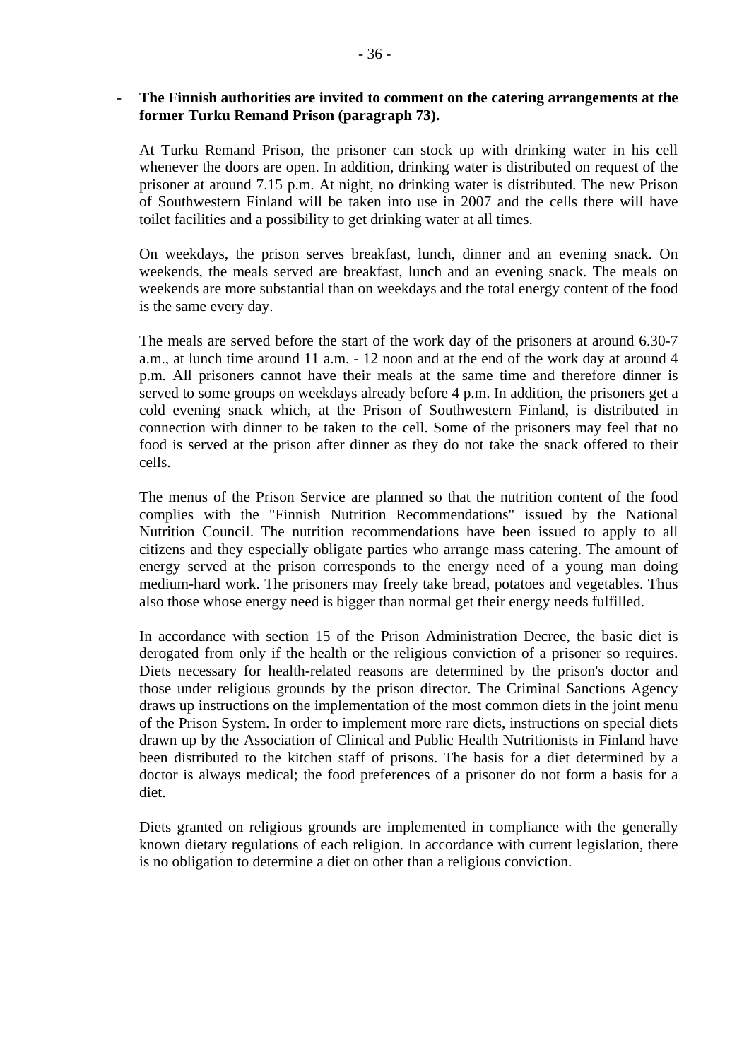- **The Finnish authorities are invited to comment on the catering arrangements at the former Turku Remand Prison (paragraph 73).**

At Turku Remand Prison, the prisoner can stock up with drinking water in his cell whenever the doors are open. In addition, drinking water is distributed on request of the prisoner at around 7.15 p.m. At night, no drinking water is distributed. The new Prison of Southwestern Finland will be taken into use in 2007 and the cells there will have toilet facilities and a possibility to get drinking water at all times.

On weekdays, the prison serves breakfast, lunch, dinner and an evening snack. On weekends, the meals served are breakfast, lunch and an evening snack. The meals on weekends are more substantial than on weekdays and the total energy content of the food is the same every day.

The meals are served before the start of the work day of the prisoners at around 6.30-7 a.m., at lunch time around 11 a.m. - 12 noon and at the end of the work day at around 4 p.m. All prisoners cannot have their meals at the same time and therefore dinner is served to some groups on weekdays already before 4 p.m. In addition, the prisoners get a cold evening snack which, at the Prison of Southwestern Finland, is distributed in connection with dinner to be taken to the cell. Some of the prisoners may feel that no food is served at the prison after dinner as they do not take the snack offered to their cells.

The menus of the Prison Service are planned so that the nutrition content of the food complies with the "Finnish Nutrition Recommendations" issued by the National Nutrition Council. The nutrition recommendations have been issued to apply to all citizens and they especially obligate parties who arrange mass catering. The amount of energy served at the prison corresponds to the energy need of a young man doing medium-hard work. The prisoners may freely take bread, potatoes and vegetables. Thus also those whose energy need is bigger than normal get their energy needs fulfilled.

In accordance with section 15 of the Prison Administration Decree, the basic diet is derogated from only if the health or the religious conviction of a prisoner so requires. Diets necessary for health-related reasons are determined by the prison's doctor and those under religious grounds by the prison director. The Criminal Sanctions Agency draws up instructions on the implementation of the most common diets in the joint menu of the Prison System. In order to implement more rare diets, instructions on special diets drawn up by the Association of Clinical and Public Health Nutritionists in Finland have been distributed to the kitchen staff of prisons. The basis for a diet determined by a doctor is always medical; the food preferences of a prisoner do not form a basis for a diet.

Diets granted on religious grounds are implemented in compliance with the generally known dietary regulations of each religion. In accordance with current legislation, there is no obligation to determine a diet on other than a religious conviction.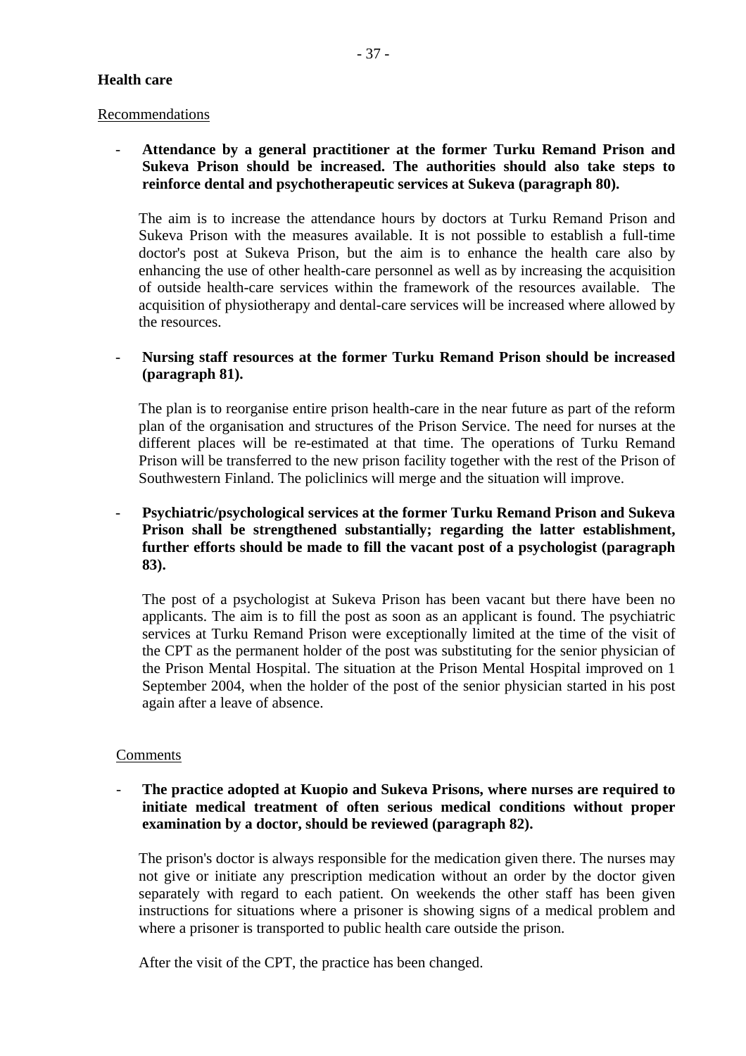**Health care**

Recommendations

- **Attendance by a general practitioner at the former Turku Remand Prison and Sukeva Prison should be increased. The authorities should also take steps to reinforce dental and psychotherapeutic services at Sukeva (paragraph 80).**

  The aim is to increase the attendance hours by doctors at Turku Remand Prison and Sukeva Prison with the measures available. It is not possible to establish a full-time doctor's post at Sukeva Prison, but the aim is to enhance the health care also by enhancing the use of other health-care personnel as well as by increasing the acquisition of outside health-care services within the framework of the resources available. The acquisition of physiotherapy and dental-care services will be increased where allowed by the resources.

- **Nursing staff resources at the former Turku Remand Prison should be increased (paragraph 81).**

  The plan is to reorganise entire prison health-care in the near future as part of the reform plan of the organisation and structures of the Prison Service. The need for nurses at the different places will be re-estimated at that time. The operations of Turku Remand Prison will be transferred to the new prison facility together with the rest of the Prison of Southwestern Finland. The policlinics will merge and the situation will improve.

- **Psychiatric/psychological services at the former Turku Remand Prison and Sukeva Prison shall be strengthened substantially; regarding the latter establishment, further efforts should be made to fill the vacant post of a psychologist (paragraph 83).**

  The post of a psychologist at Sukeva Prison has been vacant but there have been no applicants. The aim is to fill the post as soon as an applicant is found. The psychiatric services at Turku Remand Prison were exceptionally limited at the time of the visit of the CPT as the permanent holder of the post was substituting for the senior physician of the Prison Mental Hospital. The situation at the Prison Mental Hospital improved on 1 September 2004, when the holder of the post of the senior physician started in his post again after a leave of absence.

Comments

- **The practice adopted at Kuopio and Sukeva Prisons, where nurses are required to initiate medical treatment of often serious medical conditions without proper examination by a doctor, should be reviewed (paragraph 82).**

  The prison's doctor is always responsible for the medication given there. The nurses may not give or initiate any prescription medication without an order by the doctor given separately with regard to each patient. On weekends the other staff has been given instructions for situations where a prisoner is showing signs of a medical problem and where a prisoner is transported to public health care outside the prison.

  After the visit of the CPT, the practice has been changed.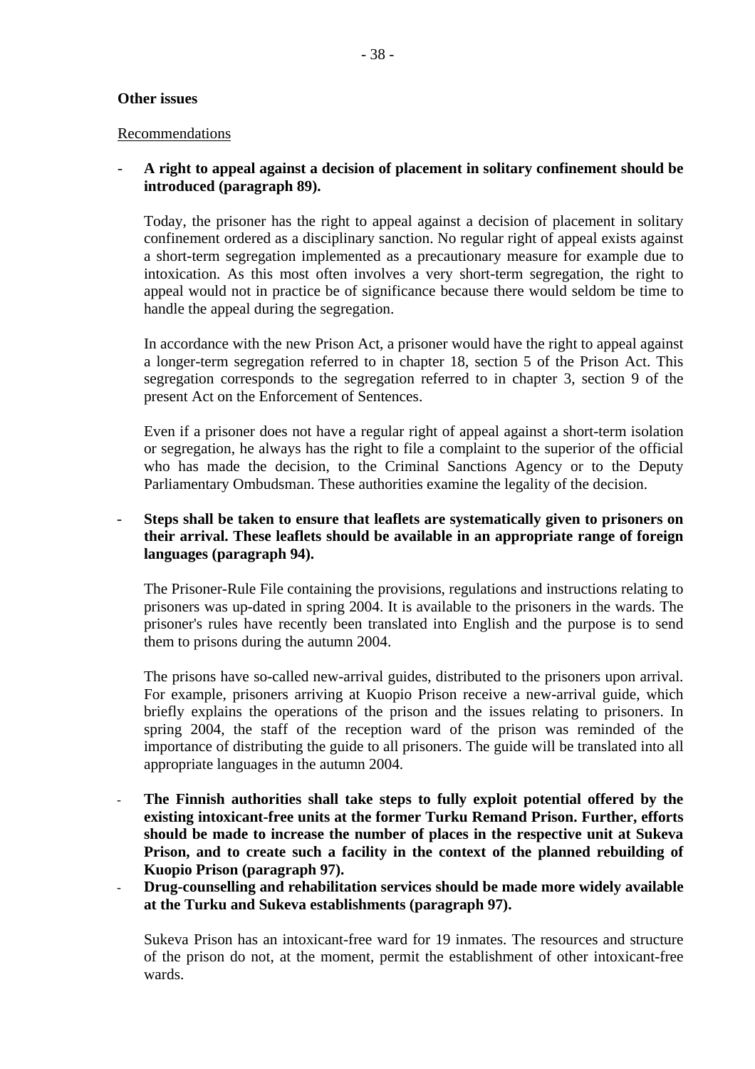**Other issues**

Recommendations

- **A right to appeal against a decision of placement in solitary confinement should be introduced (paragraph 89).**

  Today, the prisoner has the right to appeal against a decision of placement in solitary confinement ordered as a disciplinary sanction. No regular right of appeal exists against a short-term segregation implemented as a precautionary measure for example due to intoxication. As this most often involves a very short-term segregation, the right to appeal would not in practice be of significance because there would seldom be time to handle the appeal during the segregation.

  In accordance with the new Prison Act, a prisoner would have the right to appeal against a longer-term segregation referred to in chapter 18, section 5 of the Prison Act. This segregation corresponds to the segregation referred to in chapter 3, section 9 of the present Act on the Enforcement of Sentences.

  Even if a prisoner does not have a regular right of appeal against a short-term isolation or segregation, he always has the right to file a complaint to the superior of the official who has made the decision, to the Criminal Sanctions Agency or to the Deputy Parliamentary Ombudsman. These authorities examine the legality of the decision.

- **Steps shall be taken to ensure that leaflets are systematically given to prisoners on their arrival. These leaflets should be available in an appropriate range of foreign languages (paragraph 94).**

  The Prisoner-Rule File containing the provisions, regulations and instructions relating to prisoners was up-dated in spring 2004. It is available to the prisoners in the wards. The prisoner's rules have recently been translated into English and the purpose is to send them to prisons during the autumn 2004.

  The prisons have so-called new-arrival guides, distributed to the prisoners upon arrival. For example, prisoners arriving at Kuopio Prison receive a new-arrival guide, which briefly explains the operations of the prison and the issues relating to prisoners. In spring 2004, the staff of the reception ward of the prison was reminded of the importance of distributing the guide to all prisoners. The guide will be translated into all appropriate languages in the autumn 2004.

- **The Finnish authorities shall take steps to fully exploit potential offered by the existing intoxicant-free units at the former Turku Remand Prison. Further, efforts should be made to increase the number of places in the respective unit at Sukeva Prison, and to create such a facility in the context of the planned rebuilding of Kuopio Prison (paragraph 97).**
- **Drug-counselling and rehabilitation services should be made more widely available at the Turku and Sukeva establishments (paragraph 97).**

  Sukeva Prison has an intoxicant-free ward for 19 inmates. The resources and structure of the prison do not, at the moment, permit the establishment of other intoxicant-free wards.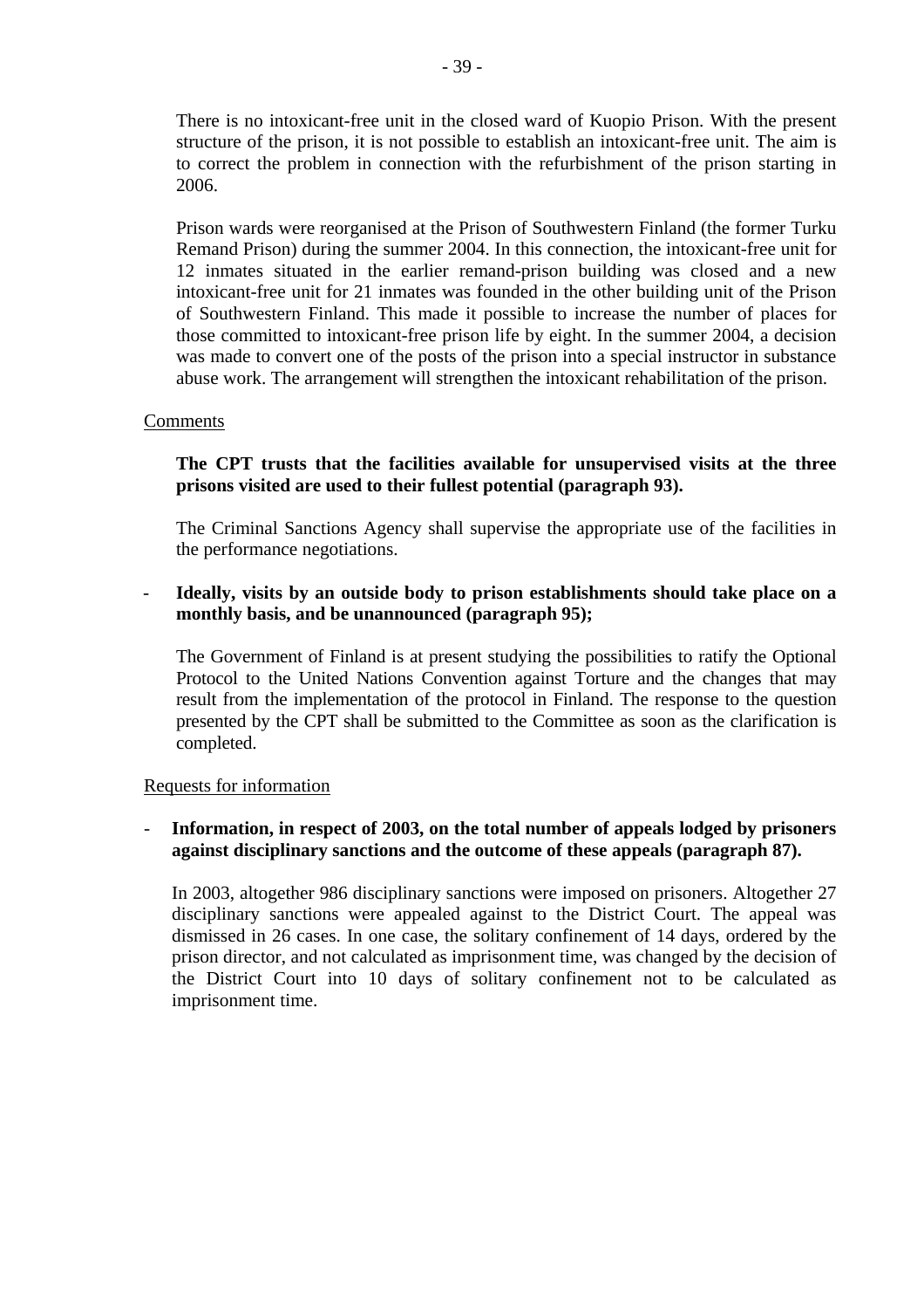There is no intoxicant-free unit in the closed ward of Kuopio Prison. With the present structure of the prison, it is not possible to establish an intoxicant-free unit. The aim is to correct the problem in connection with the refurbishment of the prison starting in 2006.

Prison wards were reorganised at the Prison of Southwestern Finland (the former Turku Remand Prison) during the summer 2004. In this connection, the intoxicant-free unit for 12 inmates situated in the earlier remand-prison building was closed and a new intoxicant-free unit for 21 inmates was founded in the other building unit of the Prison of Southwestern Finland. This made it possible to increase the number of places for those committed to intoxicant-free prison life by eight. In the summer 2004, a decision was made to convert one of the posts of the prison into a special instructor in substance abuse work. The arrangement will strengthen the intoxicant rehabilitation of the prison.

<u>Comments</u>

**The CPT trusts that the facilities available for unsupervised visits at the three prisons visited are used to their fullest potential (paragraph 93).**

The Criminal Sanctions Agency shall supervise the appropriate use of the facilities in the performance negotiations.

- **Ideally, visits by an outside body to prison establishments should take place on a monthly basis, and be unannounced (paragraph 95);**

  The Government of Finland is at present studying the possibilities to ratify the Optional Protocol to the United Nations Convention against Torture and the changes that may result from the implementation of the protocol in Finland. The response to the question presented by the CPT shall be submitted to the Committee as soon as the clarification is completed.

<u>Requests for information</u>

- **Information, in respect of 2003, on the total number of appeals lodged by prisoners against disciplinary sanctions and the outcome of these appeals (paragraph 87).**

  In 2003, altogether 986 disciplinary sanctions were imposed on prisoners. Altogether 27 disciplinary sanctions were appealed against to the District Court. The appeal was dismissed in 26 cases. In one case, the solitary confinement of 14 days, ordered by the prison director, and not calculated as imprisonment time, was changed by the decision of the District Court into 10 days of solitary confinement not to be calculated as imprisonment time.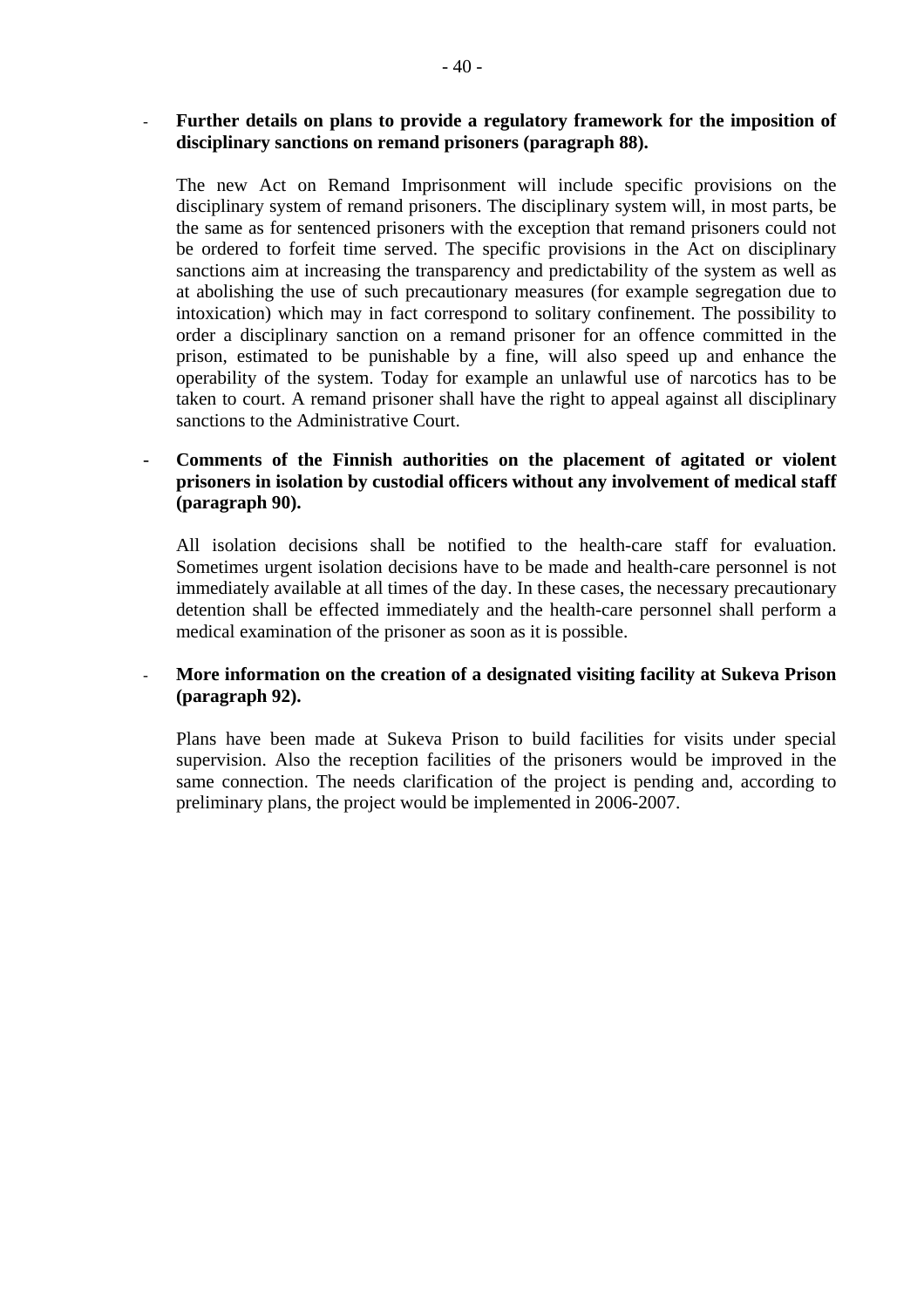- **Further details on plans to provide a regulatory framework for the imposition of disciplinary sanctions on remand prisoners (paragraph 88).**

  The new Act on Remand Imprisonment will include specific provisions on the disciplinary system of remand prisoners. The disciplinary system will, in most parts, be the same as for sentenced prisoners with the exception that remand prisoners could not be ordered to forfeit time served. The specific provisions in the Act on disciplinary sanctions aim at increasing the transparency and predictability of the system as well as at abolishing the use of such precautionary measures (for example segregation due to intoxication) which may in fact correspond to solitary confinement. The possibility to order a disciplinary sanction on a remand prisoner for an offence committed in the prison, estimated to be punishable by a fine, will also speed up and enhance the operability of the system. Today for example an unlawful use of narcotics has to be taken to court. A remand prisoner shall have the right to appeal against all disciplinary sanctions to the Administrative Court.

- **Comments of the Finnish authorities on the placement of agitated or violent prisoners in isolation by custodial officers without any involvement of medical staff (paragraph 90).**

  All isolation decisions shall be notified to the health-care staff for evaluation. Sometimes urgent isolation decisions have to be made and health-care personnel is not immediately available at all times of the day. In these cases, the necessary precautionary detention shall be effected immediately and the health-care personnel shall perform a medical examination of the prisoner as soon as it is possible.

- **More information on the creation of a designated visiting facility at Sukeva Prison (paragraph 92).**

  Plans have been made at Sukeva Prison to build facilities for visits under special supervision. Also the reception facilities of the prisoners would be improved in the same connection. The needs clarification of the project is pending and, according to preliminary plans, the project would be implemented in 2006-2007.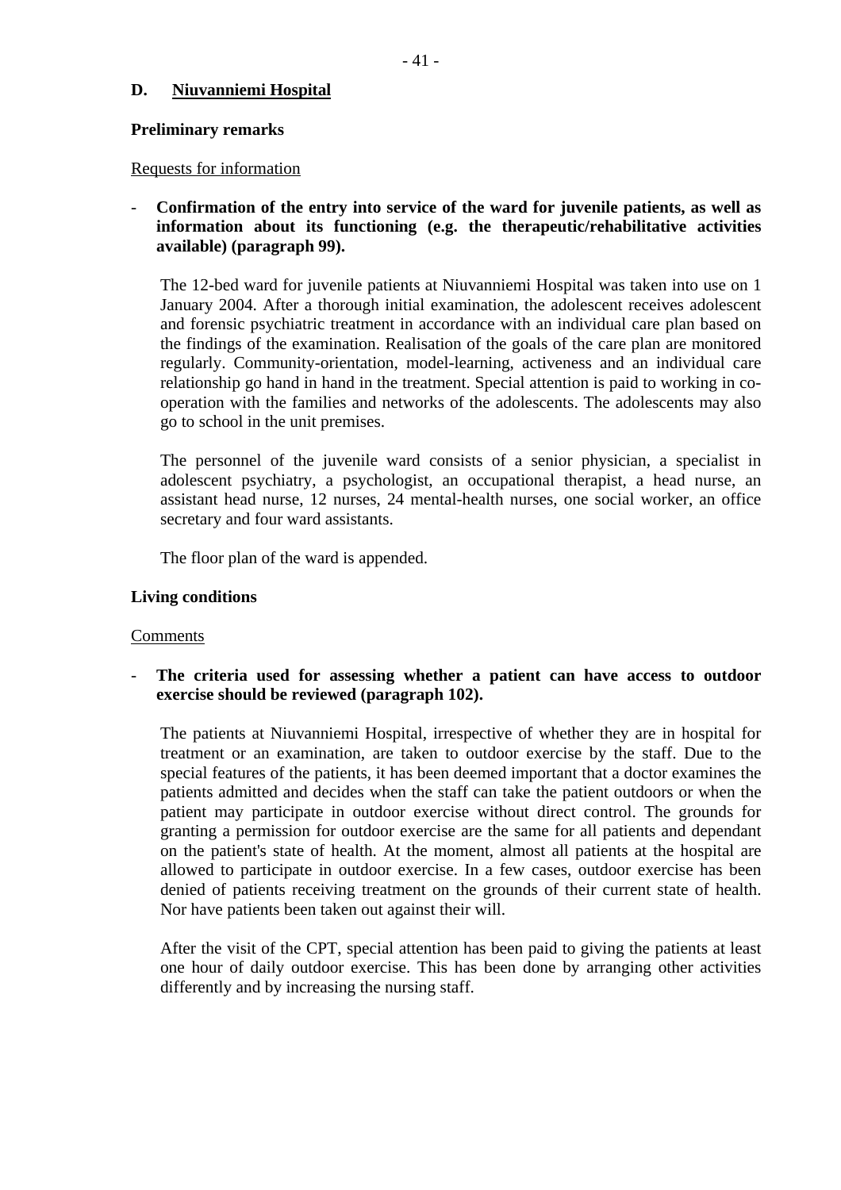## D. Niuvanniemi Hospital

### Preliminary remarks

Requests for information

- **Confirmation of the entry into service of the ward for juvenile patients, as well as information about its functioning (e.g. the therapeutic/rehabilitative activities available) (paragraph 99).**

  The 12-bed ward for juvenile patients at Niuvanniemi Hospital was taken into use on 1 January 2004. After a thorough initial examination, the adolescent receives adolescent and forensic psychiatric treatment in accordance with an individual care plan based on the findings of the examination. Realisation of the goals of the care plan are monitored regularly. Community-orientation, model-learning, activeness and an individual care relationship go hand in hand in the treatment. Special attention is paid to working in co-operation with the families and networks of the adolescents. The adolescents may also go to school in the unit premises.

  The personnel of the juvenile ward consists of a senior physician, a specialist in adolescent psychiatry, a psychologist, an occupational therapist, a head nurse, an assistant head nurse, 12 nurses, 24 mental-health nurses, one social worker, an office secretary and four ward assistants.

  The floor plan of the ward is appended.

### Living conditions

Comments

- **The criteria used for assessing whether a patient can have access to outdoor exercise should be reviewed (paragraph 102).**

  The patients at Niuvanniemi Hospital, irrespective of whether they are in hospital for treatment or an examination, are taken to outdoor exercise by the staff. Due to the special features of the patients, it has been deemed important that a doctor examines the patients admitted and decides when the staff can take the patient outdoors or when the patient may participate in outdoor exercise without direct control. The grounds for granting a permission for outdoor exercise are the same for all patients and dependant on the patient's state of health. At the moment, almost all patients at the hospital are allowed to participate in outdoor exercise. In a few cases, outdoor exercise has been denied of patients receiving treatment on the grounds of their current state of health. Nor have patients been taken out against their will.

  After the visit of the CPT, special attention has been paid to giving the patients at least one hour of daily outdoor exercise. This has been done by arranging other activities differently and by increasing the nursing staff.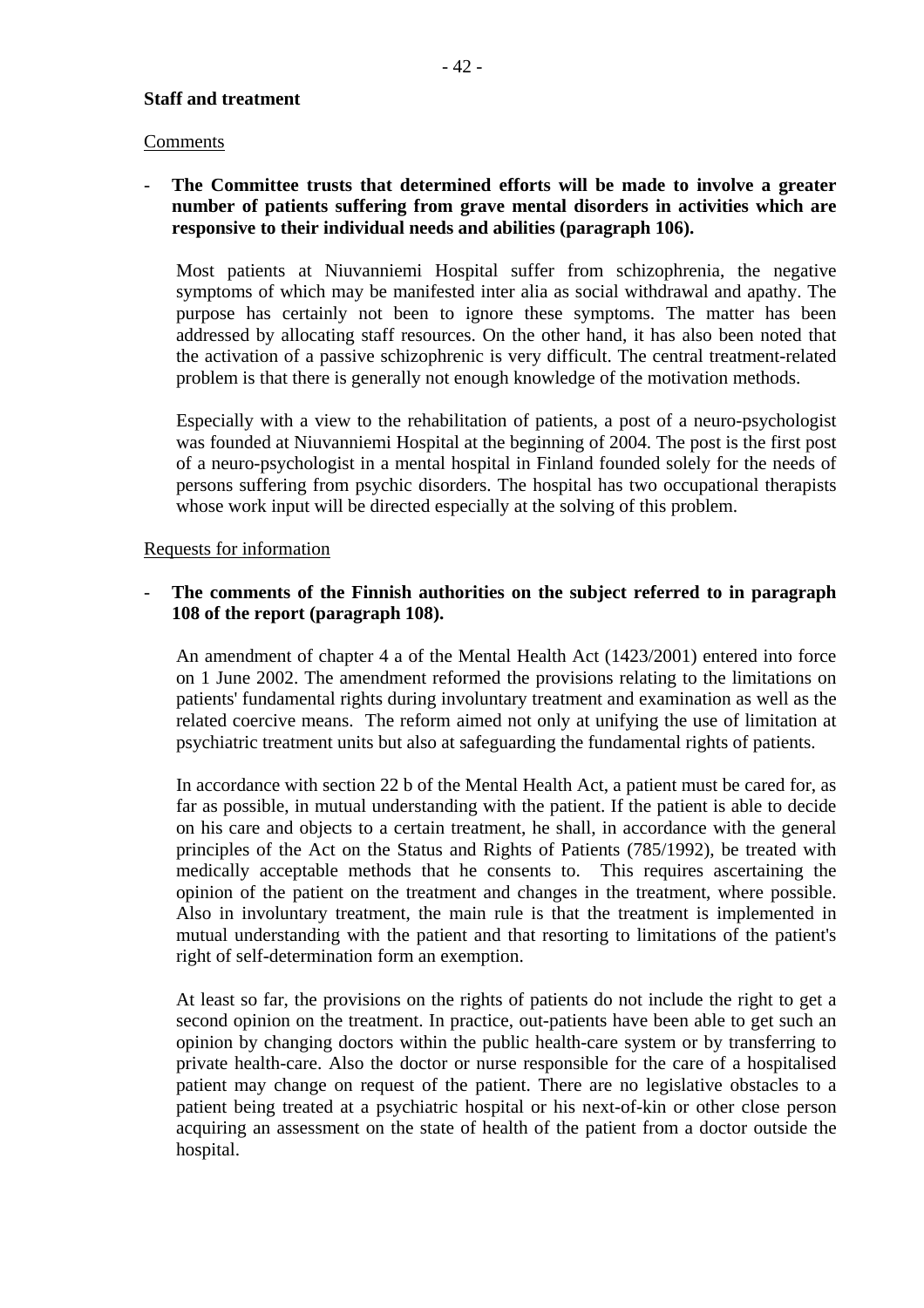**Staff and treatment**

Comments

- **The Committee trusts that determined efforts will be made to involve a greater number of patients suffering from grave mental disorders in activities which are responsive to their individual needs and abilities (paragraph 106).**

  Most patients at Niuvanniemi Hospital suffer from schizophrenia, the negative symptoms of which may be manifested inter alia as social withdrawal and apathy. The purpose has certainly not been to ignore these symptoms. The matter has been addressed by allocating staff resources. On the other hand, it has also been noted that the activation of a passive schizophrenic is very difficult. The central treatment-related problem is that there is generally not enough knowledge of the motivation methods.

  Especially with a view to the rehabilitation of patients, a post of a neuro-psychologist was founded at Niuvanniemi Hospital at the beginning of 2004. The post is the first post of a neuro-psychologist in a mental hospital in Finland founded solely for the needs of persons suffering from psychic disorders. The hospital has two occupational therapists whose work input will be directed especially at the solving of this problem.

Requests for information

- **The comments of the Finnish authorities on the subject referred to in paragraph 108 of the report (paragraph 108).**

  An amendment of chapter 4 a of the Mental Health Act (1423/2001) entered into force on 1 June 2002. The amendment reformed the provisions relating to the limitations on patients' fundamental rights during involuntary treatment and examination as well as the related coercive means. The reform aimed not only at unifying the use of limitation at psychiatric treatment units but also at safeguarding the fundamental rights of patients.

  In accordance with section 22 b of the Mental Health Act, a patient must be cared for, as far as possible, in mutual understanding with the patient. If the patient is able to decide on his care and objects to a certain treatment, he shall, in accordance with the general principles of the Act on the Status and Rights of Patients (785/1992), be treated with medically acceptable methods that he consents to. This requires ascertaining the opinion of the patient on the treatment and changes in the treatment, where possible. Also in involuntary treatment, the main rule is that the treatment is implemented in mutual understanding with the patient and that resorting to limitations of the patient's right of self-determination form an exemption.

  At least so far, the provisions on the rights of patients do not include the right to get a second opinion on the treatment. In practice, out-patients have been able to get such an opinion by changing doctors within the public health-care system or by transferring to private health-care. Also the doctor or nurse responsible for the care of a hospitalised patient may change on request of the patient. There are no legislative obstacles to a patient being treated at a psychiatric hospital or his next-of-kin or other close person acquiring an assessment on the state of health of the patient from a doctor outside the hospital.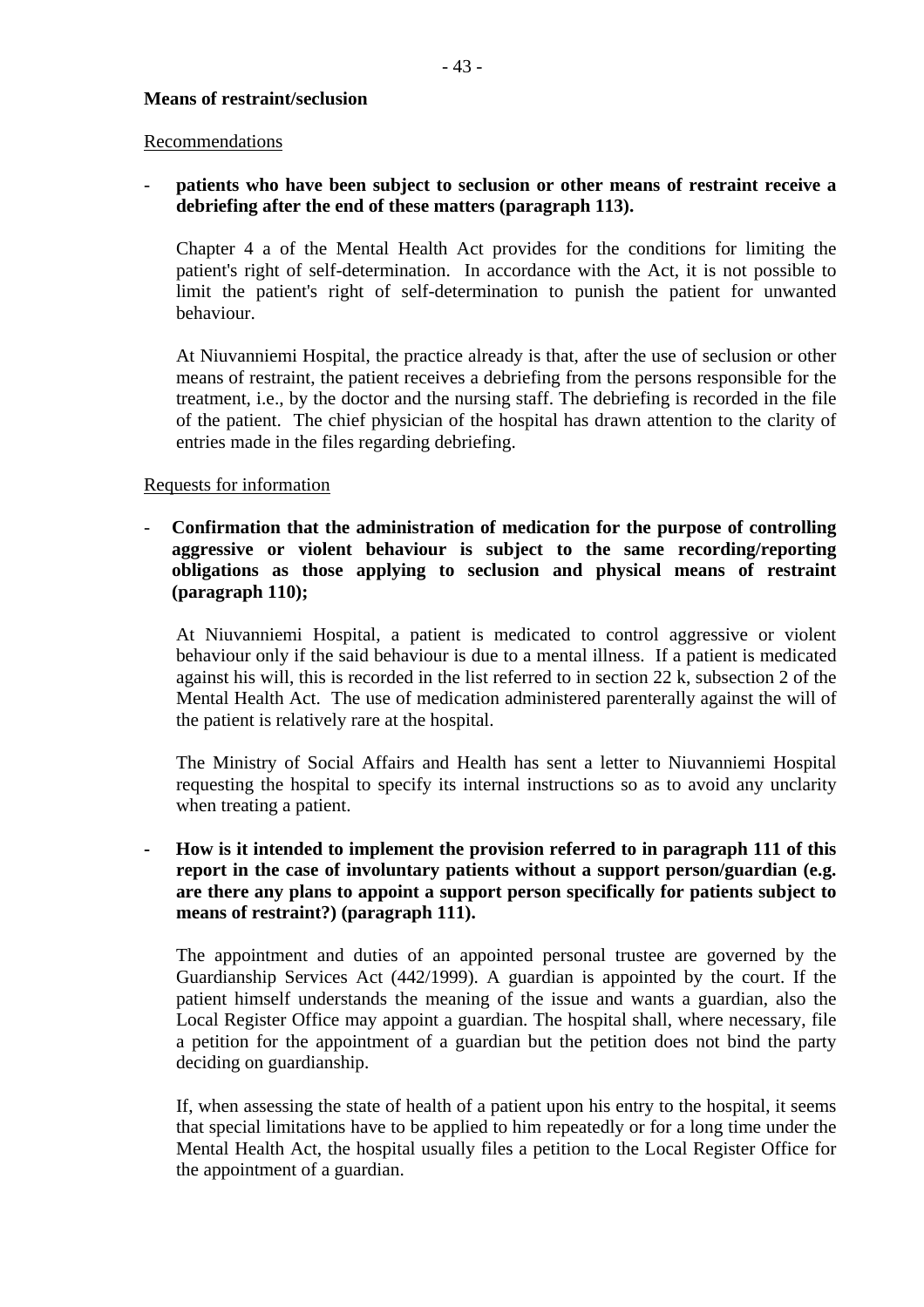**Means of restraint/seclusion**

Recommendations

- **patients who have been subject to seclusion or other means of restraint receive a debriefing after the end of these matters (paragraph 113).**

  Chapter 4 a of the Mental Health Act provides for the conditions for limiting the patient's right of self-determination. In accordance with the Act, it is not possible to limit the patient's right of self-determination to punish the patient for unwanted behaviour.

  At Niuvanniemi Hospital, the practice already is that, after the use of seclusion or other means of restraint, the patient receives a debriefing from the persons responsible for the treatment, i.e., by the doctor and the nursing staff. The debriefing is recorded in the file of the patient. The chief physician of the hospital has drawn attention to the clarity of entries made in the files regarding debriefing.

Requests for information

- **Confirmation that the administration of medication for the purpose of controlling aggressive or violent behaviour is subject to the same recording/reporting obligations as those applying to seclusion and physical means of restraint (paragraph 110);**

  At Niuvanniemi Hospital, a patient is medicated to control aggressive or violent behaviour only if the said behaviour is due to a mental illness. If a patient is medicated against his will, this is recorded in the list referred to in section 22 k, subsection 2 of the Mental Health Act. The use of medication administered parenterally against the will of the patient is relatively rare at the hospital.

  The Ministry of Social Affairs and Health has sent a letter to Niuvanniemi Hospital requesting the hospital to specify its internal instructions so as to avoid any unclarity when treating a patient.

- **How is it intended to implement the provision referred to in paragraph 111 of this report in the case of involuntary patients without a support person/guardian (e.g. are there any plans to appoint a support person specifically for patients subject to means of restraint?) (paragraph 111).**

  The appointment and duties of an appointed personal trustee are governed by the Guardianship Services Act (442/1999). A guardian is appointed by the court. If the patient himself understands the meaning of the issue and wants a guardian, also the Local Register Office may appoint a guardian. The hospital shall, where necessary, file a petition for the appointment of a guardian but the petition does not bind the party deciding on guardianship.

  If, when assessing the state of health of a patient upon his entry to the hospital, it seems that special limitations have to be applied to him repeatedly or for a long time under the Mental Health Act, the hospital usually files a petition to the Local Register Office for the appointment of a guardian.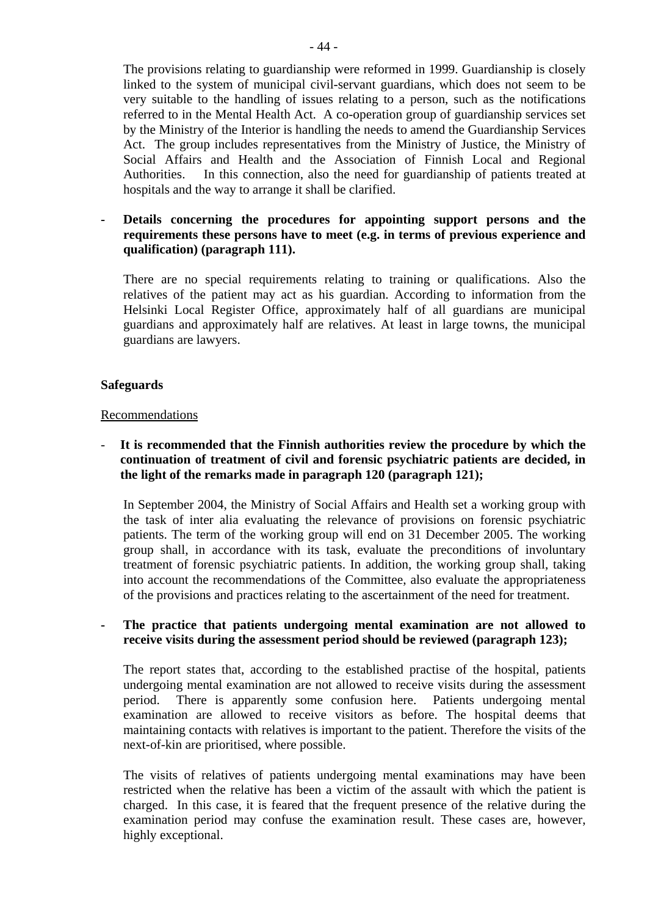The provisions relating to guardianship were reformed in 1999. Guardianship is closely linked to the system of municipal civil-servant guardians, which does not seem to be very suitable to the handling of issues relating to a person, such as the notifications referred to in the Mental Health Act. A co-operation group of guardianship services set by the Ministry of the Interior is handling the needs to amend the Guardianship Services Act. The group includes representatives from the Ministry of Justice, the Ministry of Social Affairs and Health and the Association of Finnish Local and Regional Authorities. In this connection, also the need for guardianship of patients treated at hospitals and the way to arrange it shall be clarified.

- **Details concerning the procedures for appointing support persons and the requirements these persons have to meet (e.g. in terms of previous experience and qualification) (paragraph 111).**

There are no special requirements relating to training or qualifications. Also the relatives of the patient may act as his guardian. According to information from the Helsinki Local Register Office, approximately half of all guardians are municipal guardians and approximately half are relatives. At least in large towns, the municipal guardians are lawyers.

**Safeguards**

Recommendations

- **It is recommended that the Finnish authorities review the procedure by which the continuation of treatment of civil and forensic psychiatric patients are decided, in the light of the remarks made in paragraph 120 (paragraph 121);**

In September 2004, the Ministry of Social Affairs and Health set a working group with the task of inter alia evaluating the relevance of provisions on forensic psychiatric patients. The term of the working group will end on 31 December 2005. The working group shall, in accordance with its task, evaluate the preconditions of involuntary treatment of forensic psychiatric patients. In addition, the working group shall, taking into account the recommendations of the Committee, also evaluate the appropriateness of the provisions and practices relating to the ascertainment of the need for treatment.

- **The practice that patients undergoing mental examination are not allowed to receive visits during the assessment period should be reviewed (paragraph 123);**

The report states that, according to the established practise of the hospital, patients undergoing mental examination are not allowed to receive visits during the assessment period. There is apparently some confusion here. Patients undergoing mental examination are allowed to receive visitors as before. The hospital deems that maintaining contacts with relatives is important to the patient. Therefore the visits of the next-of-kin are prioritised, where possible.

The visits of relatives of patients undergoing mental examinations may have been restricted when the relative has been a victim of the assault with which the patient is charged. In this case, it is feared that the frequent presence of the relative during the examination period may confuse the examination result. These cases are, however, highly exceptional.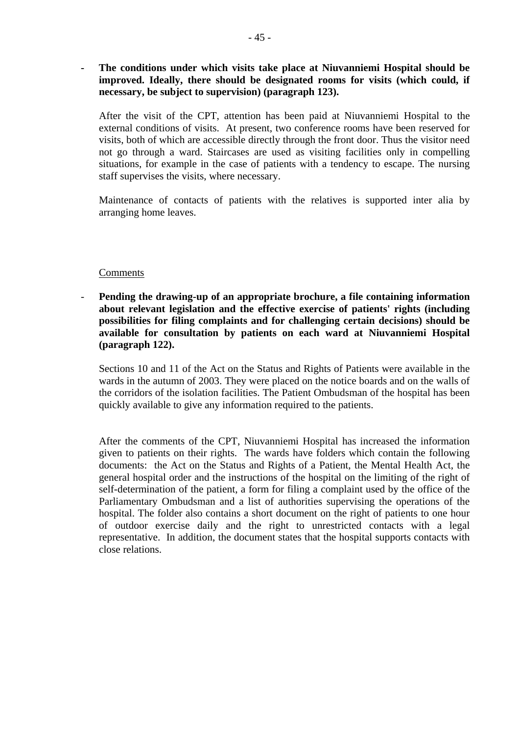- **The conditions under which visits take place at Niuvanniemi Hospital should be improved. Ideally, there should be designated rooms for visits (which could, if necessary, be subject to supervision) (paragraph 123).**

  After the visit of the CPT, attention has been paid at Niuvanniemi Hospital to the external conditions of visits. At present, two conference rooms have been reserved for visits, both of which are accessible directly through the front door. Thus the visitor need not go through a ward. Staircases are used as visiting facilities only in compelling situations, for example in the case of patients with a tendency to escape. The nursing staff supervises the visits, where necessary.

  Maintenance of contacts of patients with the relatives is supported inter alia by arranging home leaves.

<u>Comments</u>

- **Pending the drawing-up of an appropriate brochure, a file containing information about relevant legislation and the effective exercise of patients' rights (including possibilities for filing complaints and for challenging certain decisions) should be available for consultation by patients on each ward at Niuvanniemi Hospital (paragraph 122).**

  Sections 10 and 11 of the Act on the Status and Rights of Patients were available in the wards in the autumn of 2003. They were placed on the notice boards and on the walls of the corridors of the isolation facilities. The Patient Ombudsman of the hospital has been quickly available to give any information required to the patients.

  After the comments of the CPT, Niuvanniemi Hospital has increased the information given to patients on their rights. The wards have folders which contain the following documents: the Act on the Status and Rights of a Patient, the Mental Health Act, the general hospital order and the instructions of the hospital on the limiting of the right of self-determination of the patient, a form for filing a complaint used by the office of the Parliamentary Ombudsman and a list of authorities supervising the operations of the hospital. The folder also contains a short document on the right of patients to one hour of outdoor exercise daily and the right to unrestricted contacts with a legal representative. In addition, the document states that the hospital supports contacts with close relations.